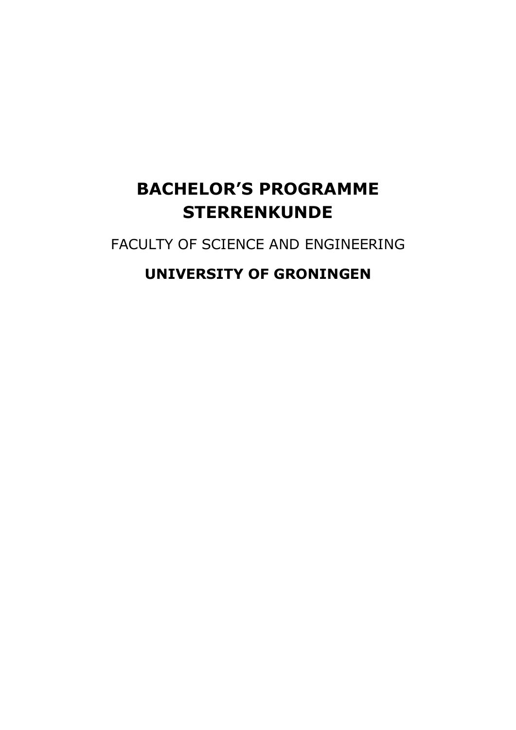# BACHELOR’S PROGRAMME STERRENKUNDE

FACULTY OF SCIENCE AND ENGINEERING

**UNIVERSITY OF GRONINGEN**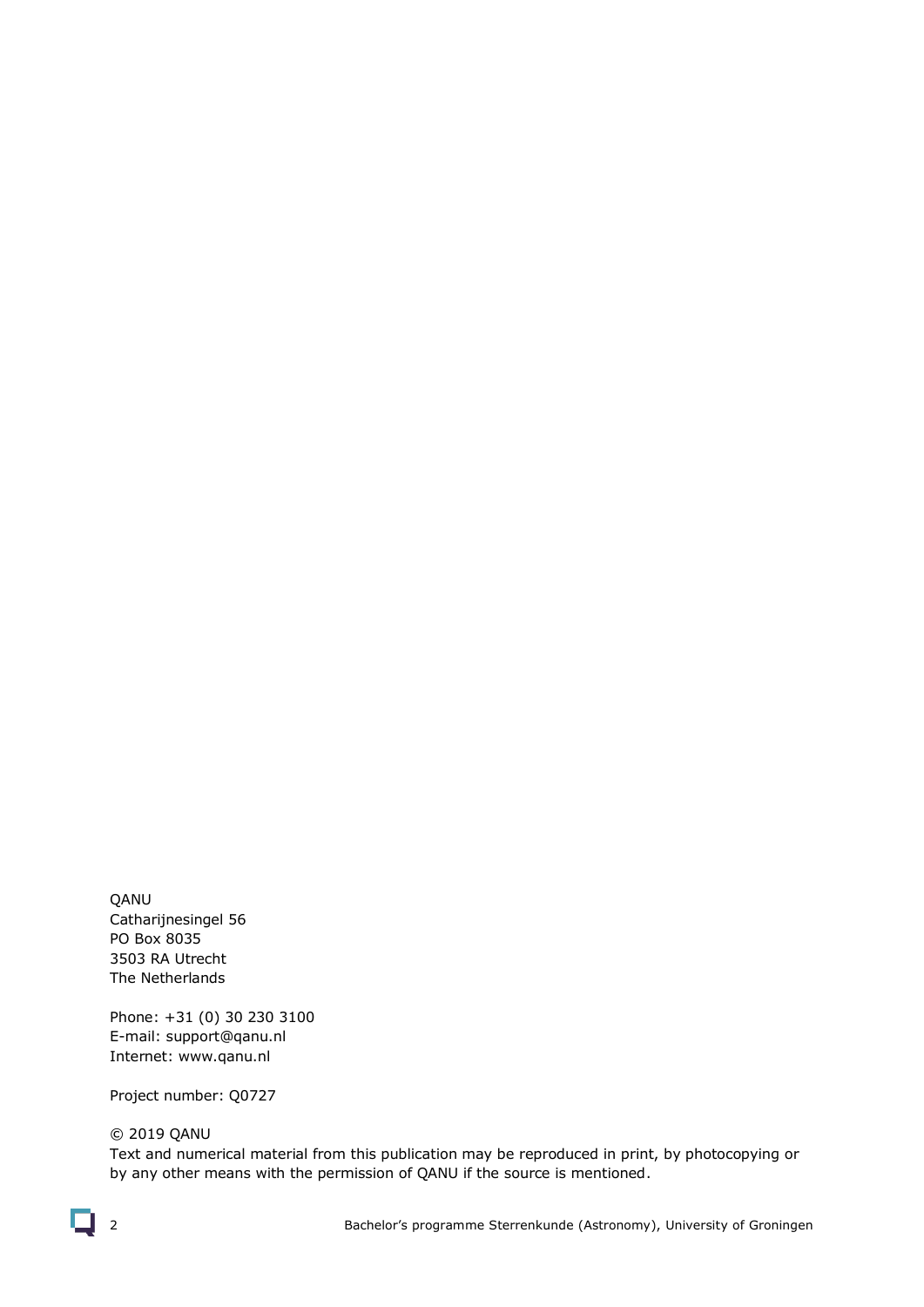QANU
Catharijnesingel 56
PO Box 8035
3503 RA Utrecht
The Netherlands

Phone: +31 (0) 30 230 3100
E-mail: support@qanu.nl
Internet: www.qanu.nl

Project number: Q0727

© 2019 QANU
Text and numerical material from this publication may be reproduced in print, by photocopying or by any other means with the permission of QANU if the source is mentioned.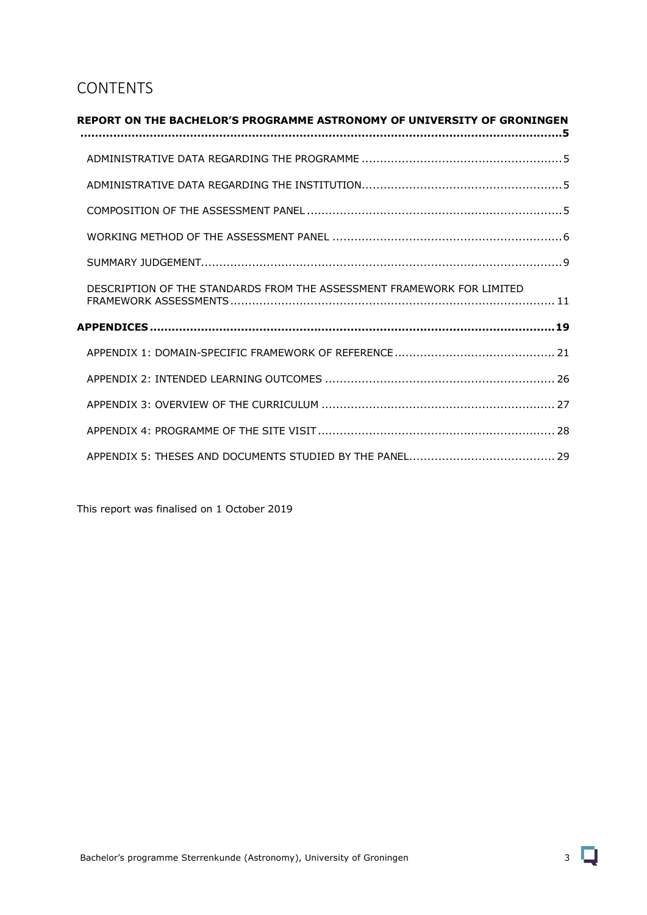# CONTENTS

**REPORT ON THE BACHELOR'S PROGRAMME ASTRONOMY OF UNIVERSITY OF GRONINGEN .....5**

- ADMINISTRATIVE DATA REGARDING THE PROGRAMME .....5
- ADMINISTRATIVE DATA REGARDING THE INSTITUTION.....5
- COMPOSITION OF THE ASSESSMENT PANEL .....5
- WORKING METHOD OF THE ASSESSMENT PANEL .....6
- SUMMARY JUDGEMENT.....9
- DESCRIPTION OF THE STANDARDS FROM THE ASSESSMENT FRAMEWORK FOR LIMITED FRAMEWORK ASSESSMENTS .....11

**APPENDICES .....19**

- APPENDIX 1: DOMAIN-SPECIFIC FRAMEWORK OF REFERENCE .....21
- APPENDIX 2: INTENDED LEARNING OUTCOMES .....26
- APPENDIX 3: OVERVIEW OF THE CURRICULUM .....27
- APPENDIX 4: PROGRAMME OF THE SITE VISIT .....28
- APPENDIX 5: THESES AND DOCUMENTS STUDIED BY THE PANEL.....29

This report was finalised on 1 October 2019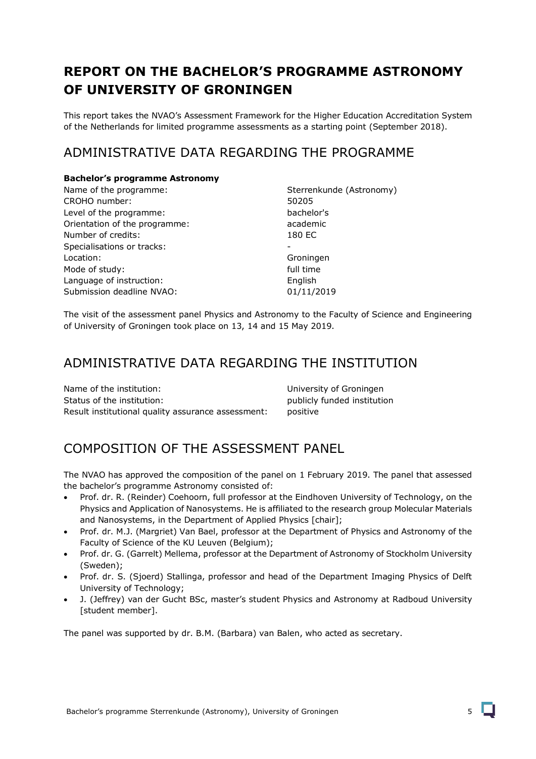# REPORT ON THE BACHELOR'S PROGRAMME ASTRONOMY OF UNIVERSITY OF GRONINGEN

This report takes the NVAO's Assessment Framework for the Higher Education Accreditation System of the Netherlands for limited programme assessments as a starting point (September 2018).

## ADMINISTRATIVE DATA REGARDING THE PROGRAMME

**Bachelor's programme Astronomy**

| | |
|---|---|
| Name of the programme: | Sterrenkunde (Astronomy) |
| CROHO number: | 50205 |
| Level of the programme: | bachelor's |
| Orientation of the programme: | academic |
| Number of credits: | 180 EC |
| Specialisations or tracks: | - |
| Location: | Groningen |
| Mode of study: | full time |
| Language of instruction: | English |
| Submission deadline NVAO: | 01/11/2019 |

The visit of the assessment panel Physics and Astronomy to the Faculty of Science and Engineering of University of Groningen took place on 13, 14 and 15 May 2019.

## ADMINISTRATIVE DATA REGARDING THE INSTITUTION

| | |
|---|---|
| Name of the institution: | University of Groningen |
| Status of the institution: | publicly funded institution |
| Result institutional quality assurance assessment: | positive |

## COMPOSITION OF THE ASSESSMENT PANEL

The NVAO has approved the composition of the panel on 1 February 2019. The panel that assessed the bachelor's programme Astronomy consisted of:

- Prof. dr. R. (Reinder) Coehoorn, full professor at the Eindhoven University of Technology, on the Physics and Application of Nanosystems. He is affiliated to the research group Molecular Materials and Nanosystems, in the Department of Applied Physics [chair];
- Prof. dr. M.J. (Margriet) Van Bael, professor at the Department of Physics and Astronomy of the Faculty of Science of the KU Leuven (Belgium);
- Prof. dr. G. (Garrelt) Mellema, professor at the Department of Astronomy of Stockholm University (Sweden);
- Prof. dr. S. (Sjoerd) Stallinga, professor and head of the Department Imaging Physics of Delft University of Technology;
- J. (Jeffrey) van der Gucht BSc, master's student Physics and Astronomy at Radboud University [student member].

The panel was supported by dr. B.M. (Barbara) van Balen, who acted as secretary.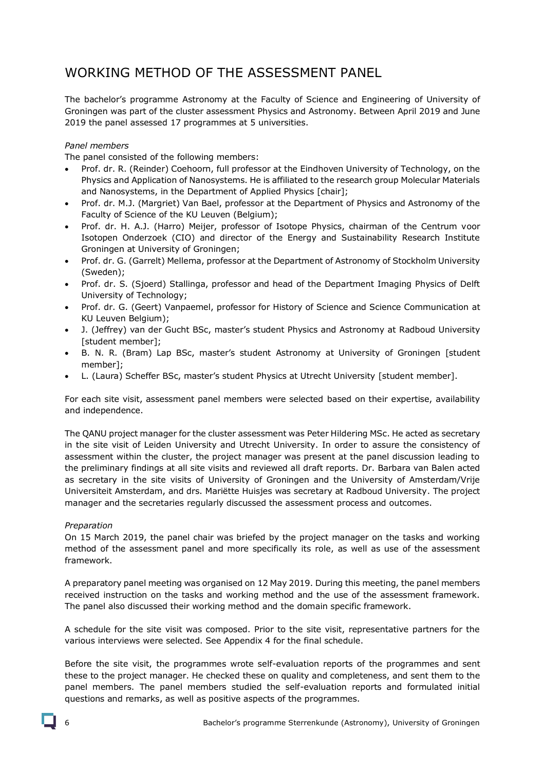# WORKING METHOD OF THE ASSESSMENT PANEL

The bachelor's programme Astronomy at the Faculty of Science and Engineering of University of Groningen was part of the cluster assessment Physics and Astronomy. Between April 2019 and June 2019 the panel assessed 17 programmes at 5 universities.

*Panel members*

The panel consisted of the following members:

- Prof. dr. R. (Reinder) Coehoorn, full professor at the Eindhoven University of Technology, on the Physics and Application of Nanosystems. He is affiliated to the research group Molecular Materials and Nanosystems, in the Department of Applied Physics [chair];
- Prof. dr. M.J. (Margriet) Van Bael, professor at the Department of Physics and Astronomy of the Faculty of Science of the KU Leuven (Belgium);
- Prof. dr. H. A.J. (Harro) Meijer, professor of Isotope Physics, chairman of the Centrum voor Isotopen Onderzoek (CIO) and director of the Energy and Sustainability Research Institute Groningen at University of Groningen;
- Prof. dr. G. (Garrelt) Mellema, professor at the Department of Astronomy of Stockholm University (Sweden);
- Prof. dr. S. (Sjoerd) Stallinga, professor and head of the Department Imaging Physics of Delft University of Technology;
- Prof. dr. G. (Geert) Vanpaemel, professor for History of Science and Science Communication at KU Leuven Belgium);
- J. (Jeffrey) van der Gucht BSc, master's student Physics and Astronomy at Radboud University [student member];
- B. N. R. (Bram) Lap BSc, master's student Astronomy at University of Groningen [student member];
- L. (Laura) Scheffer BSc, master's student Physics at Utrecht University [student member].

For each site visit, assessment panel members were selected based on their expertise, availability and independence.

The QANU project manager for the cluster assessment was Peter Hildering MSc. He acted as secretary in the site visit of Leiden University and Utrecht University. In order to assure the consistency of assessment within the cluster, the project manager was present at the panel discussion leading to the preliminary findings at all site visits and reviewed all draft reports. Dr. Barbara van Balen acted as secretary in the site visits of University of Groningen and the University of Amsterdam/Vrije Universiteit Amsterdam, and drs. Mariëtte Huisjes was secretary at Radboud University. The project manager and the secretaries regularly discussed the assessment process and outcomes.

*Preparation*

On 15 March 2019, the panel chair was briefed by the project manager on the tasks and working method of the assessment panel and more specifically its role, as well as use of the assessment framework.

A preparatory panel meeting was organised on 12 May 2019. During this meeting, the panel members received instruction on the tasks and working method and the use of the assessment framework. The panel also discussed their working method and the domain specific framework.

A schedule for the site visit was composed. Prior to the site visit, representative partners for the various interviews were selected. See Appendix 4 for the final schedule.

Before the site visit, the programmes wrote self-evaluation reports of the programmes and sent these to the project manager. He checked these on quality and completeness, and sent them to the panel members. The panel members studied the self-evaluation reports and formulated initial questions and remarks, as well as positive aspects of the programmes.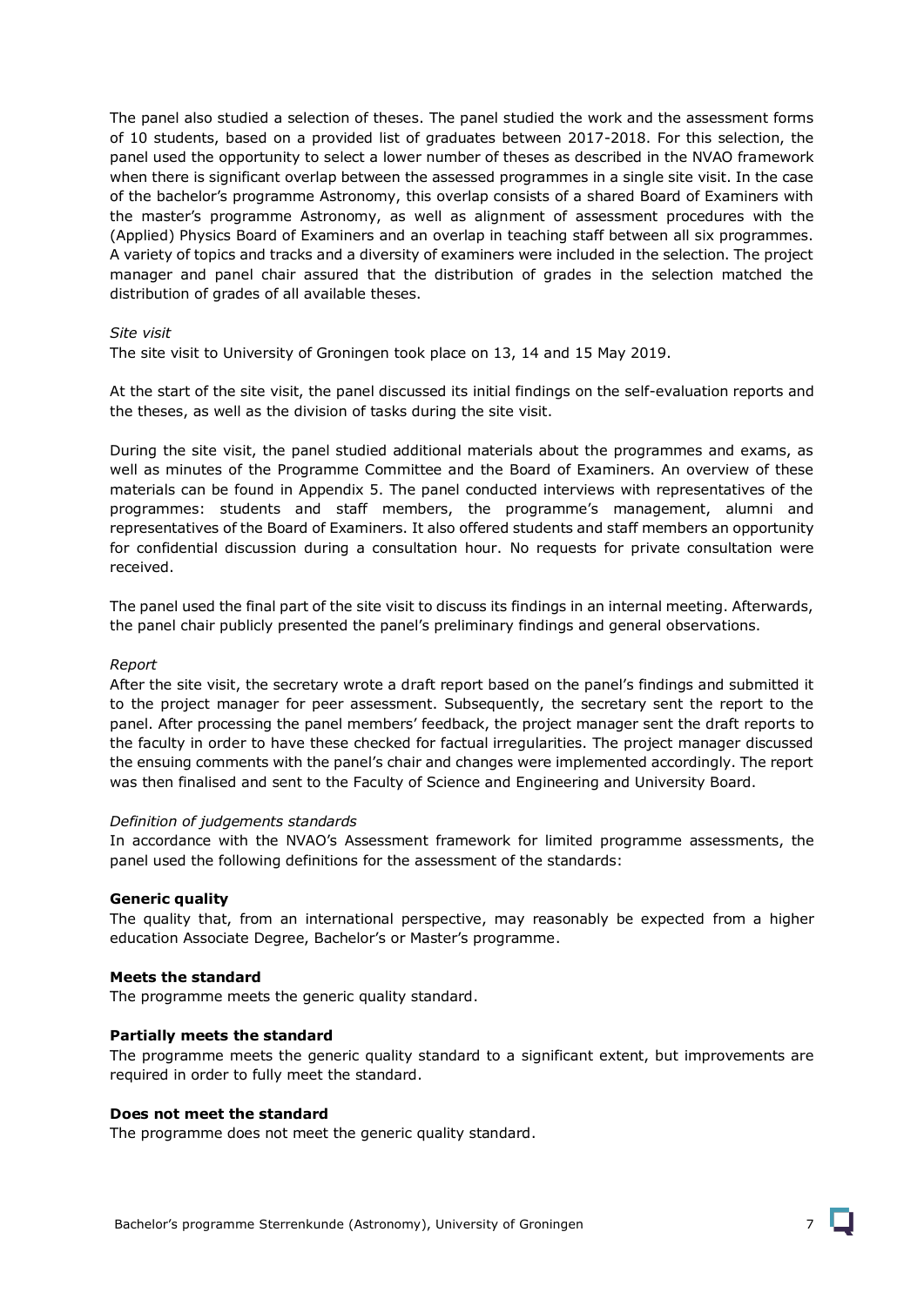The panel also studied a selection of theses. The panel studied the work and the assessment forms of 10 students, based on a provided list of graduates between 2017-2018. For this selection, the panel used the opportunity to select a lower number of theses as described in the NVAO framework when there is significant overlap between the assessed programmes in a single site visit. In the case of the bachelor's programme Astronomy, this overlap consists of a shared Board of Examiners with the master's programme Astronomy, as well as alignment of assessment procedures with the (Applied) Physics Board of Examiners and an overlap in teaching staff between all six programmes. A variety of topics and tracks and a diversity of examiners were included in the selection. The project manager and panel chair assured that the distribution of grades in the selection matched the distribution of grades of all available theses.

*Site visit*

The site visit to University of Groningen took place on 13, 14 and 15 May 2019.

At the start of the site visit, the panel discussed its initial findings on the self-evaluation reports and the theses, as well as the division of tasks during the site visit.

During the site visit, the panel studied additional materials about the programmes and exams, as well as minutes of the Programme Committee and the Board of Examiners. An overview of these materials can be found in Appendix 5. The panel conducted interviews with representatives of the programmes: students and staff members, the programme's management, alumni and representatives of the Board of Examiners. It also offered students and staff members an opportunity for confidential discussion during a consultation hour. No requests for private consultation were received.

The panel used the final part of the site visit to discuss its findings in an internal meeting. Afterwards, the panel chair publicly presented the panel's preliminary findings and general observations.

*Report*

After the site visit, the secretary wrote a draft report based on the panel's findings and submitted it to the project manager for peer assessment. Subsequently, the secretary sent the report to the panel. After processing the panel members' feedback, the project manager sent the draft reports to the faculty in order to have these checked for factual irregularities. The project manager discussed the ensuing comments with the panel's chair and changes were implemented accordingly. The report was then finalised and sent to the Faculty of Science and Engineering and University Board.

*Definition of judgements standards*

In accordance with the NVAO's Assessment framework for limited programme assessments, the panel used the following definitions for the assessment of the standards:

**Generic quality**

The quality that, from an international perspective, may reasonably be expected from a higher education Associate Degree, Bachelor's or Master's programme.

**Meets the standard**

The programme meets the generic quality standard.

**Partially meets the standard**

The programme meets the generic quality standard to a significant extent, but improvements are required in order to fully meet the standard.

**Does not meet the standard**

The programme does not meet the generic quality standard.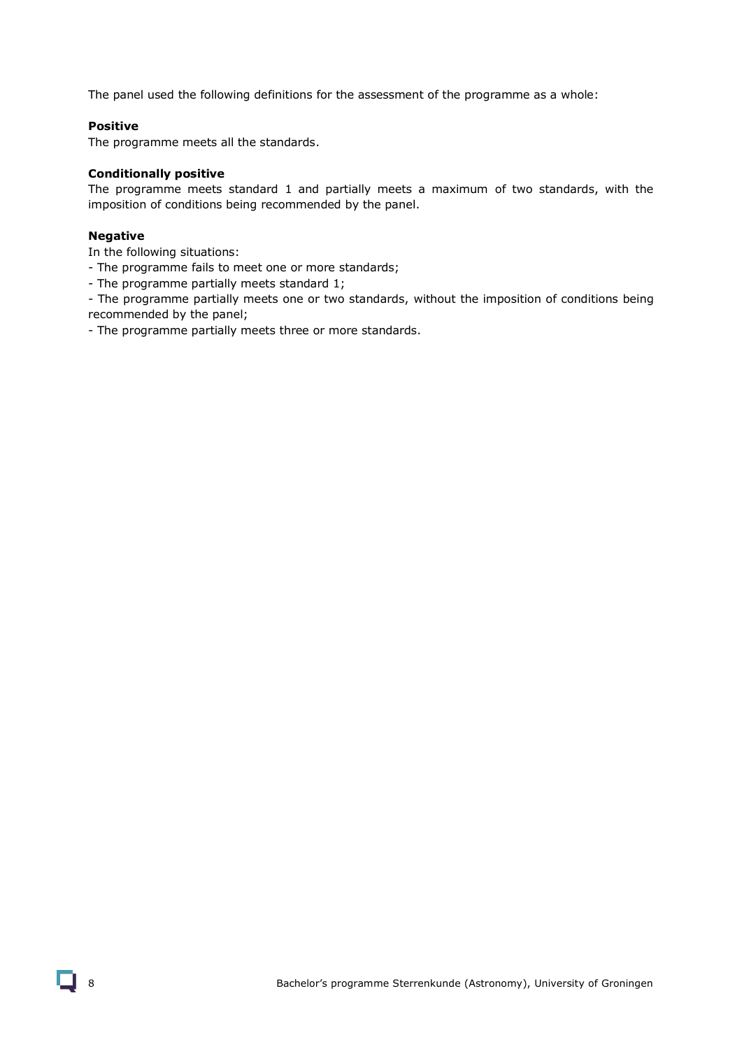The panel used the following definitions for the assessment of the programme as a whole:

**Positive**

The programme meets all the standards.

**Conditionally positive**

The programme meets standard 1 and partially meets a maximum of two standards, with the imposition of conditions being recommended by the panel.

**Negative**

In the following situations:

- The programme fails to meet one or more standards;
- The programme partially meets standard 1;
- The programme partially meets one or two standards, without the imposition of conditions being recommended by the panel;
- The programme partially meets three or more standards.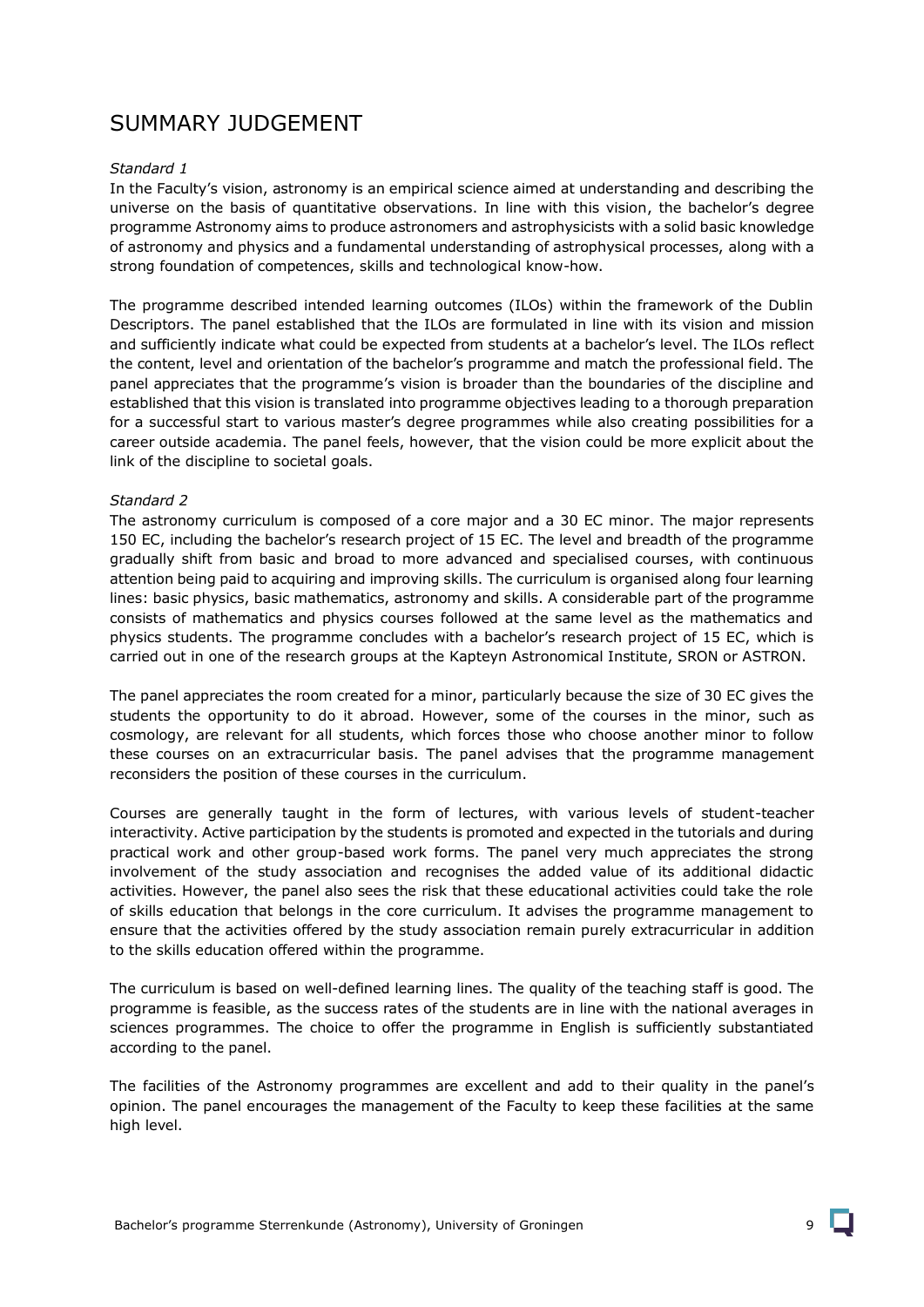# SUMMARY JUDGEMENT

*Standard 1*

In the Faculty's vision, astronomy is an empirical science aimed at understanding and describing the universe on the basis of quantitative observations. In line with this vision, the bachelor's degree programme Astronomy aims to produce astronomers and astrophysicists with a solid basic knowledge of astronomy and physics and a fundamental understanding of astrophysical processes, along with a strong foundation of competences, skills and technological know-how.

The programme described intended learning outcomes (ILOs) within the framework of the Dublin Descriptors. The panel established that the ILOs are formulated in line with its vision and mission and sufficiently indicate what could be expected from students at a bachelor's level. The ILOs reflect the content, level and orientation of the bachelor's programme and match the professional field. The panel appreciates that the programme's vision is broader than the boundaries of the discipline and established that this vision is translated into programme objectives leading to a thorough preparation for a successful start to various master's degree programmes while also creating possibilities for a career outside academia. The panel feels, however, that the vision could be more explicit about the link of the discipline to societal goals.

*Standard 2*

The astronomy curriculum is composed of a core major and a 30 EC minor. The major represents 150 EC, including the bachelor's research project of 15 EC. The level and breadth of the programme gradually shift from basic and broad to more advanced and specialised courses, with continuous attention being paid to acquiring and improving skills. The curriculum is organised along four learning lines: basic physics, basic mathematics, astronomy and skills. A considerable part of the programme consists of mathematics and physics courses followed at the same level as the mathematics and physics students. The programme concludes with a bachelor's research project of 15 EC, which is carried out in one of the research groups at the Kapteyn Astronomical Institute, SRON or ASTRON.

The panel appreciates the room created for a minor, particularly because the size of 30 EC gives the students the opportunity to do it abroad. However, some of the courses in the minor, such as cosmology, are relevant for all students, which forces those who choose another minor to follow these courses on an extracurricular basis. The panel advises that the programme management reconsiders the position of these courses in the curriculum.

Courses are generally taught in the form of lectures, with various levels of student-teacher interactivity. Active participation by the students is promoted and expected in the tutorials and during practical work and other group-based work forms. The panel very much appreciates the strong involvement of the study association and recognises the added value of its additional didactic activities. However, the panel also sees the risk that these educational activities could take the role of skills education that belongs in the core curriculum. It advises the programme management to ensure that the activities offered by the study association remain purely extracurricular in addition to the skills education offered within the programme.

The curriculum is based on well-defined learning lines. The quality of the teaching staff is good. The programme is feasible, as the success rates of the students are in line with the national averages in sciences programmes. The choice to offer the programme in English is sufficiently substantiated according to the panel.

The facilities of the Astronomy programmes are excellent and add to their quality in the panel's opinion. The panel encourages the management of the Faculty to keep these facilities at the same high level.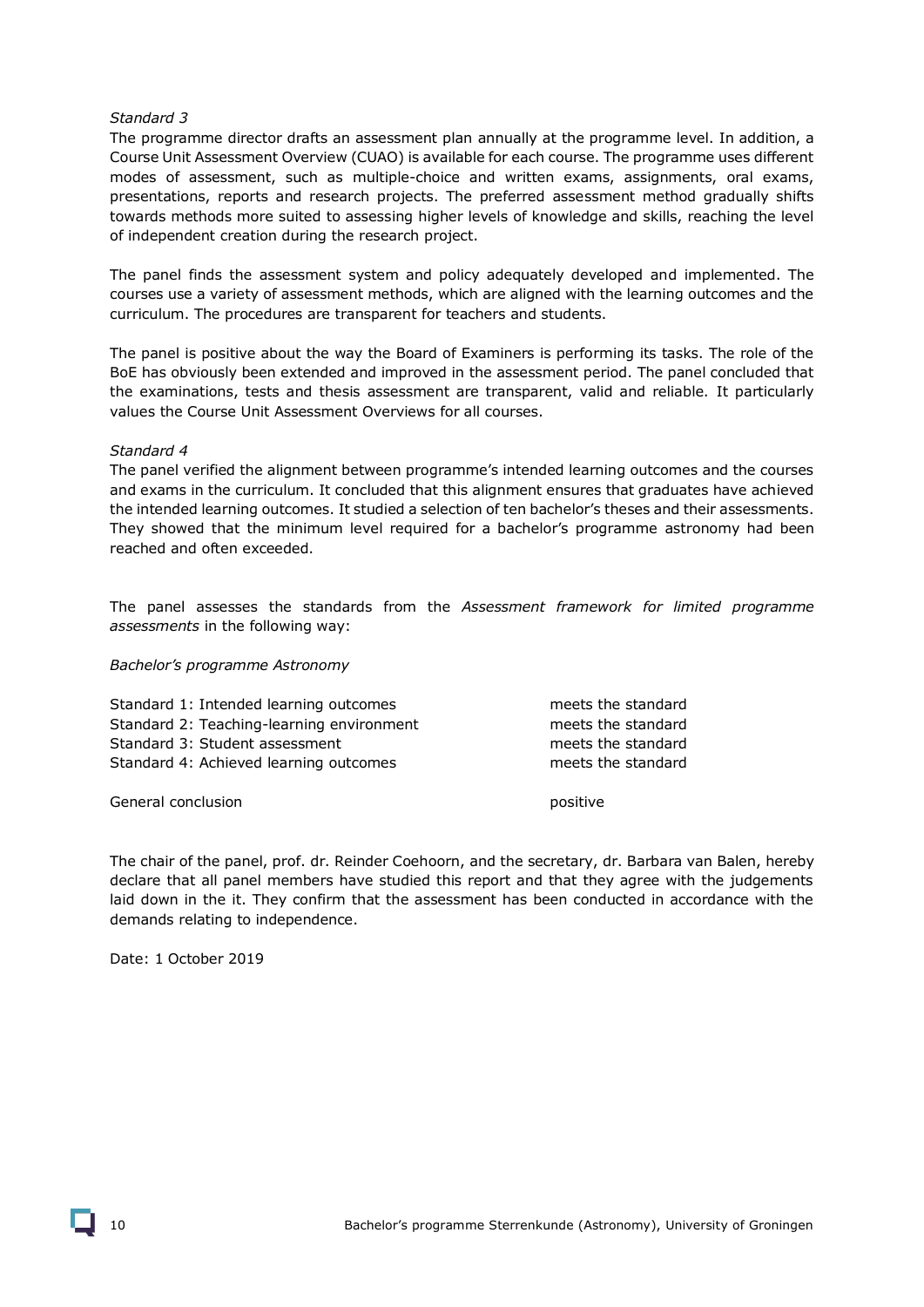*Standard 3*

The programme director drafts an assessment plan annually at the programme level. In addition, a Course Unit Assessment Overview (CUAO) is available for each course. The programme uses different modes of assessment, such as multiple-choice and written exams, assignments, oral exams, presentations, reports and research projects. The preferred assessment method gradually shifts towards methods more suited to assessing higher levels of knowledge and skills, reaching the level of independent creation during the research project.

The panel finds the assessment system and policy adequately developed and implemented. The courses use a variety of assessment methods, which are aligned with the learning outcomes and the curriculum. The procedures are transparent for teachers and students.

The panel is positive about the way the Board of Examiners is performing its tasks. The role of the BoE has obviously been extended and improved in the assessment period. The panel concluded that the examinations, tests and thesis assessment are transparent, valid and reliable. It particularly values the Course Unit Assessment Overviews for all courses.

*Standard 4*

The panel verified the alignment between programme's intended learning outcomes and the courses and exams in the curriculum. It concluded that this alignment ensures that graduates have achieved the intended learning outcomes. It studied a selection of ten bachelor's theses and their assessments. They showed that the minimum level required for a bachelor's programme astronomy had been reached and often exceeded.

The panel assesses the standards from the *Assessment framework for limited programme assessments* in the following way:

*Bachelor's programme Astronomy*

| | |
|---|---|
| Standard 1: Intended learning outcomes | meets the standard |
| Standard 2: Teaching-learning environment | meets the standard |
| Standard 3: Student assessment | meets the standard |
| Standard 4: Achieved learning outcomes | meets the standard |
| | |
| General conclusion | positive |

The chair of the panel, prof. dr. Reinder Coehoorn, and the secretary, dr. Barbara van Balen, hereby declare that all panel members have studied this report and that they agree with the judgements laid down in the it. They confirm that the assessment has been conducted in accordance with the demands relating to independence.

Date: 1 October 2019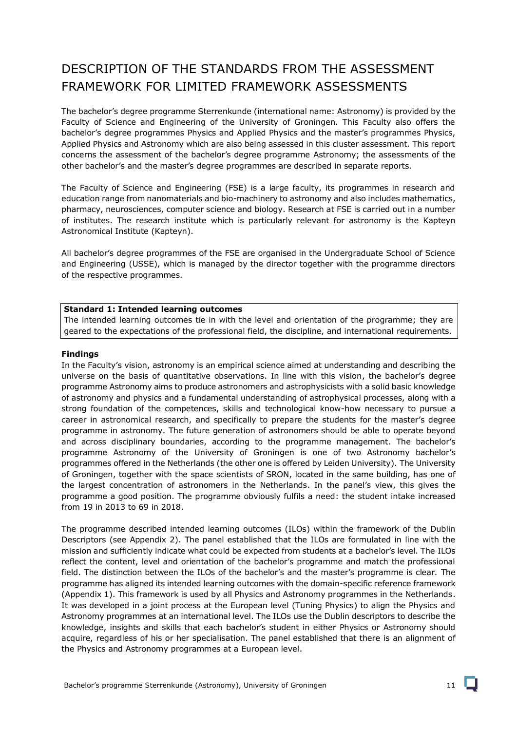# DESCRIPTION OF THE STANDARDS FROM THE ASSESSMENT FRAMEWORK FOR LIMITED FRAMEWORK ASSESSMENTS

The bachelor's degree programme Sterrenkunde (international name: Astronomy) is provided by the Faculty of Science and Engineering of the University of Groningen. This Faculty also offers the bachelor's degree programmes Physics and Applied Physics and the master's programmes Physics, Applied Physics and Astronomy which are also being assessed in this cluster assessment. This report concerns the assessment of the bachelor's degree programme Astronomy; the assessments of the other bachelor's and the master's degree programmes are described in separate reports.

The Faculty of Science and Engineering (FSE) is a large faculty, its programmes in research and education range from nanomaterials and bio-machinery to astronomy and also includes mathematics, pharmacy, neurosciences, computer science and biology. Research at FSE is carried out in a number of institutes. The research institute which is particularly relevant for astronomy is the Kapteyn Astronomical Institute (Kapteyn).

All bachelor's degree programmes of the FSE are organised in the Undergraduate School of Science and Engineering (USSE), which is managed by the director together with the programme directors of the respective programmes.

**Standard 1: Intended learning outcomes**
The intended learning outcomes tie in with the level and orientation of the programme; they are geared to the expectations of the professional field, the discipline, and international requirements.

**Findings**

In the Faculty's vision, astronomy is an empirical science aimed at understanding and describing the universe on the basis of quantitative observations. In line with this vision, the bachelor's degree programme Astronomy aims to produce astronomers and astrophysicists with a solid basic knowledge of astronomy and physics and a fundamental understanding of astrophysical processes, along with a strong foundation of the competences, skills and technological know-how necessary to pursue a career in astronomical research, and specifically to prepare the students for the master's degree programme in astronomy. The future generation of astronomers should be able to operate beyond and across disciplinary boundaries, according to the programme management. The bachelor's programme Astronomy of the University of Groningen is one of two Astronomy bachelor's programmes offered in the Netherlands (the other one is offered by Leiden University). The University of Groningen, together with the space scientists of SRON, located in the same building, has one of the largest concentration of astronomers in the Netherlands. In the panel's view, this gives the programme a good position. The programme obviously fulfils a need: the student intake increased from 19 in 2013 to 69 in 2018.

The programme described intended learning outcomes (ILOs) within the framework of the Dublin Descriptors (see Appendix 2). The panel established that the ILOs are formulated in line with the mission and sufficiently indicate what could be expected from students at a bachelor's level. The ILOs reflect the content, level and orientation of the bachelor's programme and match the professional field. The distinction between the ILOs of the bachelor's and the master's programme is clear. The programme has aligned its intended learning outcomes with the domain-specific reference framework (Appendix 1). This framework is used by all Physics and Astronomy programmes in the Netherlands. It was developed in a joint process at the European level (Tuning Physics) to align the Physics and Astronomy programmes at an international level. The ILOs use the Dublin descriptors to describe the knowledge, insights and skills that each bachelor's student in either Physics or Astronomy should acquire, regardless of his or her specialisation. The panel established that there is an alignment of the Physics and Astronomy programmes at a European level.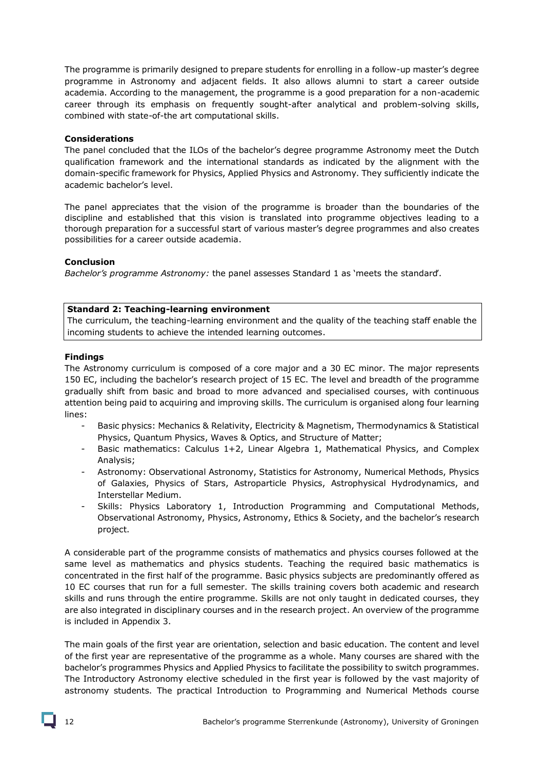The programme is primarily designed to prepare students for enrolling in a follow-up master's degree programme in Astronomy and adjacent fields. It also allows alumni to start a career outside academia. According to the management, the programme is a good preparation for a non-academic career through its emphasis on frequently sought-after analytical and problem-solving skills, combined with state-of-the art computational skills.

**Considerations**

The panel concluded that the ILOs of the bachelor's degree programme Astronomy meet the Dutch qualification framework and the international standards as indicated by the alignment with the domain-specific framework for Physics, Applied Physics and Astronomy. They sufficiently indicate the academic bachelor's level.

The panel appreciates that the vision of the programme is broader than the boundaries of the discipline and established that this vision is translated into programme objectives leading to a thorough preparation for a successful start of various master's degree programmes and also creates possibilities for a career outside academia.

**Conclusion**

*Bachelor's programme Astronomy:* the panel assesses Standard 1 as 'meets the standard'.

| **Standard 2: Teaching-learning environment**<br>The curriculum, the teaching-learning environment and the quality of the teaching staff enable the incoming students to achieve the intended learning outcomes. |
|---|

**Findings**

The Astronomy curriculum is composed of a core major and a 30 EC minor. The major represents 150 EC, including the bachelor's research project of 15 EC. The level and breadth of the programme gradually shift from basic and broad to more advanced and specialised courses, with continuous attention being paid to acquiring and improving skills. The curriculum is organised along four learning lines:

- Basic physics: Mechanics & Relativity, Electricity & Magnetism, Thermodynamics & Statistical Physics, Quantum Physics, Waves & Optics, and Structure of Matter;
- Basic mathematics: Calculus 1+2, Linear Algebra 1, Mathematical Physics, and Complex Analysis;
- Astronomy: Observational Astronomy, Statistics for Astronomy, Numerical Methods, Physics of Galaxies, Physics of Stars, Astroparticle Physics, Astrophysical Hydrodynamics, and Interstellar Medium.
- Skills: Physics Laboratory 1, Introduction Programming and Computational Methods, Observational Astronomy, Physics, Astronomy, Ethics & Society, and the bachelor's research project.

A considerable part of the programme consists of mathematics and physics courses followed at the same level as mathematics and physics students. Teaching the required basic mathematics is concentrated in the first half of the programme. Basic physics subjects are predominantly offered as 10 EC courses that run for a full semester. The skills training covers both academic and research skills and runs through the entire programme. Skills are not only taught in dedicated courses, they are also integrated in disciplinary courses and in the research project. An overview of the programme is included in Appendix 3.

The main goals of the first year are orientation, selection and basic education. The content and level of the first year are representative of the programme as a whole. Many courses are shared with the bachelor's programmes Physics and Applied Physics to facilitate the possibility to switch programmes. The Introductory Astronomy elective scheduled in the first year is followed by the vast majority of astronomy students. The practical Introduction to Programming and Numerical Methods course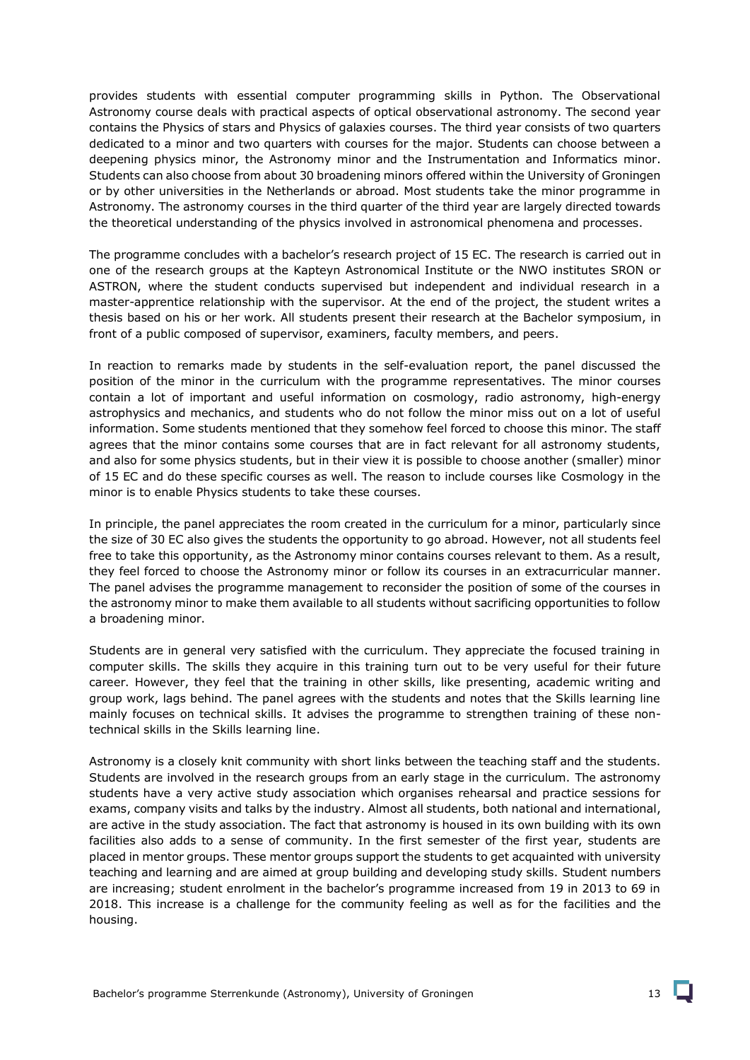provides students with essential computer programming skills in Python. The Observational Astronomy course deals with practical aspects of optical observational astronomy. The second year contains the Physics of stars and Physics of galaxies courses. The third year consists of two quarters dedicated to a minor and two quarters with courses for the major. Students can choose between a deepening physics minor, the Astronomy minor and the Instrumentation and Informatics minor. Students can also choose from about 30 broadening minors offered within the University of Groningen or by other universities in the Netherlands or abroad. Most students take the minor programme in Astronomy. The astronomy courses in the third quarter of the third year are largely directed towards the theoretical understanding of the physics involved in astronomical phenomena and processes.

The programme concludes with a bachelor's research project of 15 EC. The research is carried out in one of the research groups at the Kapteyn Astronomical Institute or the NWO institutes SRON or ASTRON, where the student conducts supervised but independent and individual research in a master-apprentice relationship with the supervisor. At the end of the project, the student writes a thesis based on his or her work. All students present their research at the Bachelor symposium, in front of a public composed of supervisor, examiners, faculty members, and peers.

In reaction to remarks made by students in the self-evaluation report, the panel discussed the position of the minor in the curriculum with the programme representatives. The minor courses contain a lot of important and useful information on cosmology, radio astronomy, high-energy astrophysics and mechanics, and students who do not follow the minor miss out on a lot of useful information. Some students mentioned that they somehow feel forced to choose this minor. The staff agrees that the minor contains some courses that are in fact relevant for all astronomy students, and also for some physics students, but in their view it is possible to choose another (smaller) minor of 15 EC and do these specific courses as well. The reason to include courses like Cosmology in the minor is to enable Physics students to take these courses.

In principle, the panel appreciates the room created in the curriculum for a minor, particularly since the size of 30 EC also gives the students the opportunity to go abroad. However, not all students feel free to take this opportunity, as the Astronomy minor contains courses relevant to them. As a result, they feel forced to choose the Astronomy minor or follow its courses in an extracurricular manner. The panel advises the programme management to reconsider the position of some of the courses in the astronomy minor to make them available to all students without sacrificing opportunities to follow a broadening minor.

Students are in general very satisfied with the curriculum. They appreciate the focused training in computer skills. The skills they acquire in this training turn out to be very useful for their future career. However, they feel that the training in other skills, like presenting, academic writing and group work, lags behind. The panel agrees with the students and notes that the Skills learning line mainly focuses on technical skills. It advises the programme to strengthen training of these non-technical skills in the Skills learning line.

Astronomy is a closely knit community with short links between the teaching staff and the students. Students are involved in the research groups from an early stage in the curriculum. The astronomy students have a very active study association which organises rehearsal and practice sessions for exams, company visits and talks by the industry. Almost all students, both national and international, are active in the study association. The fact that astronomy is housed in its own building with its own facilities also adds to a sense of community. In the first semester of the first year, students are placed in mentor groups. These mentor groups support the students to get acquainted with university teaching and learning and are aimed at group building and developing study skills. Student numbers are increasing; student enrolment in the bachelor's programme increased from 19 in 2013 to 69 in 2018. This increase is a challenge for the community feeling as well as for the facilities and the housing.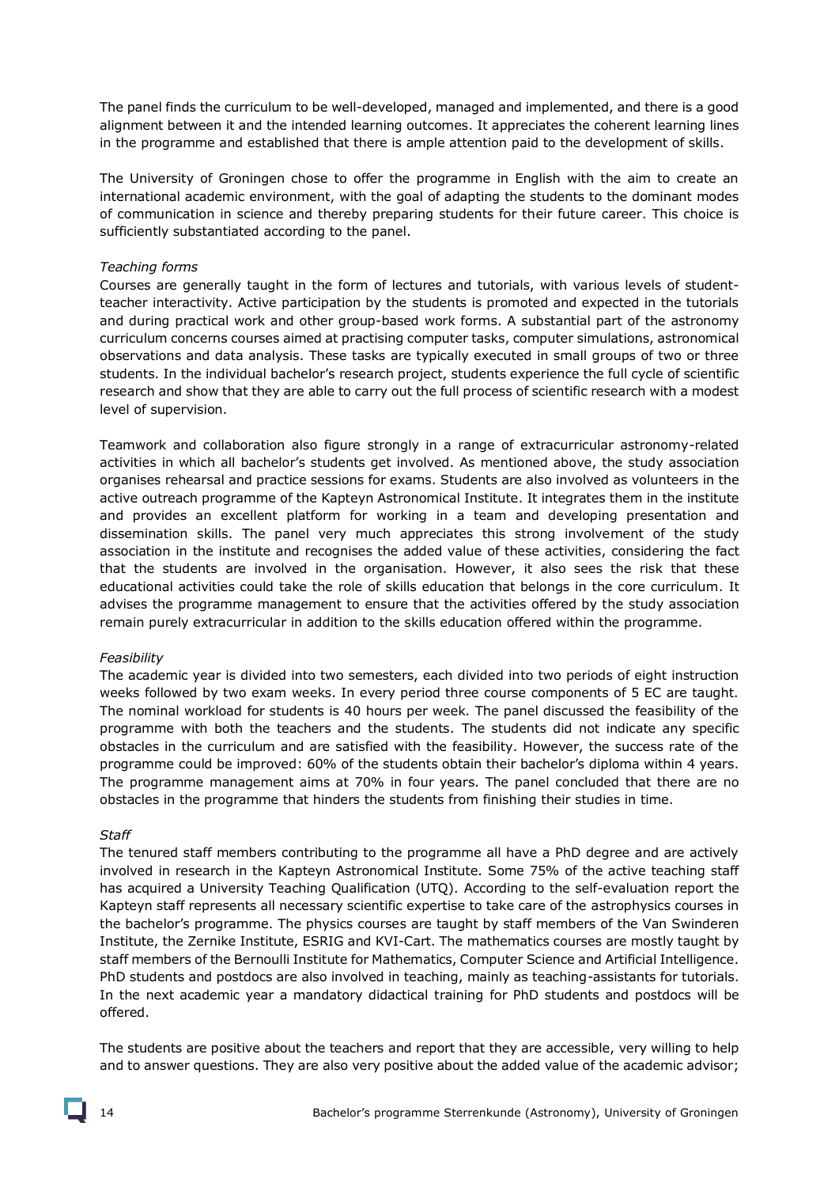The panel finds the curriculum to be well-developed, managed and implemented, and there is a good alignment between it and the intended learning outcomes. It appreciates the coherent learning lines in the programme and established that there is ample attention paid to the development of skills.

The University of Groningen chose to offer the programme in English with the aim to create an international academic environment, with the goal of adapting the students to the dominant modes of communication in science and thereby preparing students for their future career. This choice is sufficiently substantiated according to the panel.

*Teaching forms*

Courses are generally taught in the form of lectures and tutorials, with various levels of student-teacher interactivity. Active participation by the students is promoted and expected in the tutorials and during practical work and other group-based work forms. A substantial part of the astronomy curriculum concerns courses aimed at practising computer tasks, computer simulations, astronomical observations and data analysis. These tasks are typically executed in small groups of two or three students. In the individual bachelor's research project, students experience the full cycle of scientific research and show that they are able to carry out the full process of scientific research with a modest level of supervision.

Teamwork and collaboration also figure strongly in a range of extracurricular astronomy-related activities in which all bachelor's students get involved. As mentioned above, the study association organises rehearsal and practice sessions for exams. Students are also involved as volunteers in the active outreach programme of the Kapteyn Astronomical Institute. It integrates them in the institute and provides an excellent platform for working in a team and developing presentation and dissemination skills. The panel very much appreciates this strong involvement of the study association in the institute and recognises the added value of these activities, considering the fact that the students are involved in the organisation. However, it also sees the risk that these educational activities could take the role of skills education that belongs in the core curriculum. It advises the programme management to ensure that the activities offered by the study association remain purely extracurricular in addition to the skills education offered within the programme.

*Feasibility*

The academic year is divided into two semesters, each divided into two periods of eight instruction weeks followed by two exam weeks. In every period three course components of 5 EC are taught. The nominal workload for students is 40 hours per week. The panel discussed the feasibility of the programme with both the teachers and the students. The students did not indicate any specific obstacles in the curriculum and are satisfied with the feasibility. However, the success rate of the programme could be improved: 60% of the students obtain their bachelor's diploma within 4 years. The programme management aims at 70% in four years. The panel concluded that there are no obstacles in the programme that hinders the students from finishing their studies in time.

*Staff*

The tenured staff members contributing to the programme all have a PhD degree and are actively involved in research in the Kapteyn Astronomical Institute. Some 75% of the active teaching staff has acquired a University Teaching Qualification (UTQ). According to the self-evaluation report the Kapteyn staff represents all necessary scientific expertise to take care of the astrophysics courses in the bachelor's programme. The physics courses are taught by staff members of the Van Swinderen Institute, the Zernike Institute, ESRIG and KVI-Cart. The mathematics courses are mostly taught by staff members of the Bernoulli Institute for Mathematics, Computer Science and Artificial Intelligence. PhD students and postdocs are also involved in teaching, mainly as teaching-assistants for tutorials. In the next academic year a mandatory didactical training for PhD students and postdocs will be offered.

The students are positive about the teachers and report that they are accessible, very willing to help and to answer questions. They are also very positive about the added value of the academic advisor;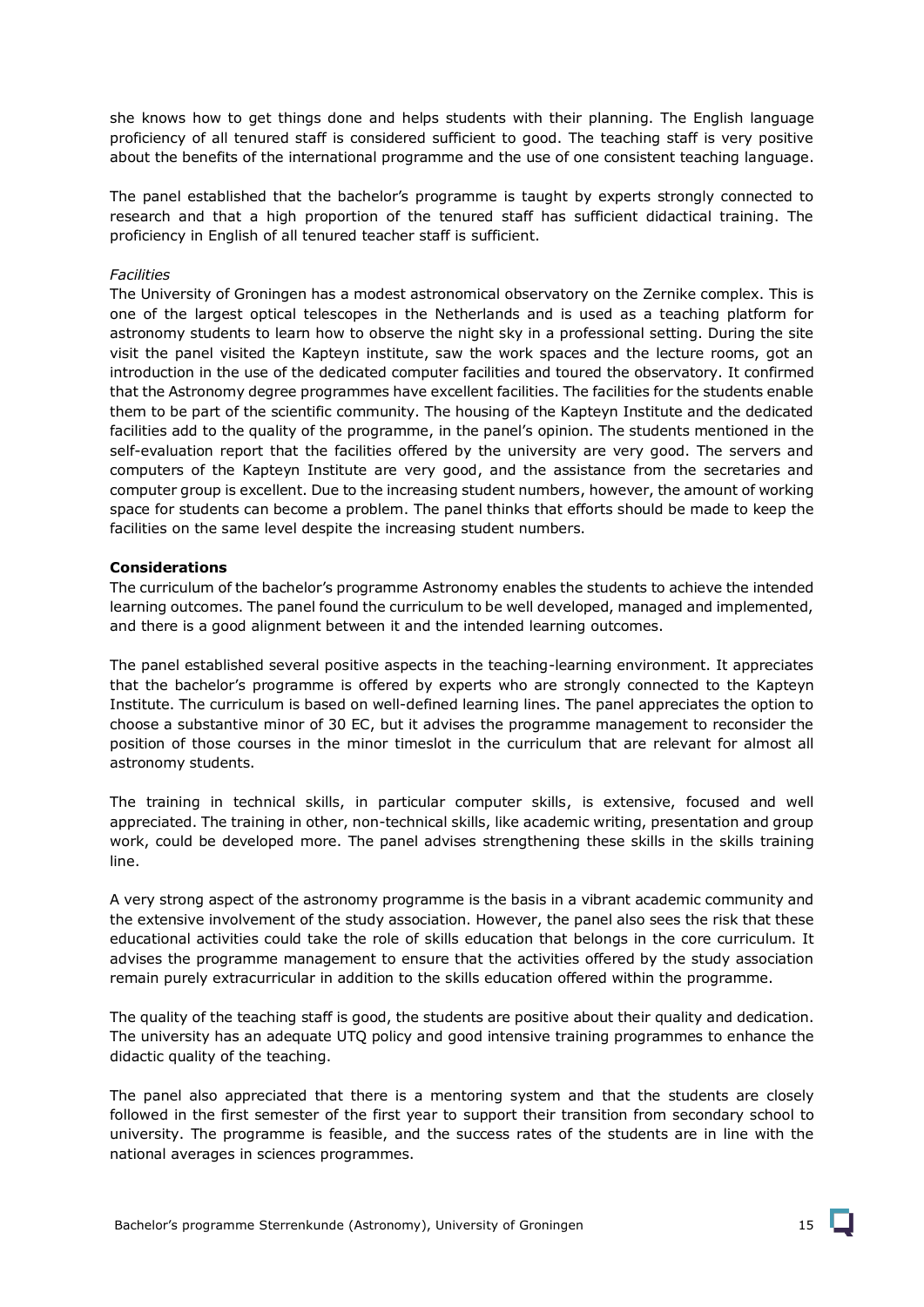she knows how to get things done and helps students with their planning. The English language proficiency of all tenured staff is considered sufficient to good. The teaching staff is very positive about the benefits of the international programme and the use of one consistent teaching language.

The panel established that the bachelor's programme is taught by experts strongly connected to research and that a high proportion of the tenured staff has sufficient didactical training. The proficiency in English of all tenured teacher staff is sufficient.

*Facilities*

The University of Groningen has a modest astronomical observatory on the Zernike complex. This is one of the largest optical telescopes in the Netherlands and is used as a teaching platform for astronomy students to learn how to observe the night sky in a professional setting. During the site visit the panel visited the Kapteyn institute, saw the work spaces and the lecture rooms, got an introduction in the use of the dedicated computer facilities and toured the observatory. It confirmed that the Astronomy degree programmes have excellent facilities. The facilities for the students enable them to be part of the scientific community. The housing of the Kapteyn Institute and the dedicated facilities add to the quality of the programme, in the panel's opinion. The students mentioned in the self-evaluation report that the facilities offered by the university are very good. The servers and computers of the Kapteyn Institute are very good, and the assistance from the secretaries and computer group is excellent. Due to the increasing student numbers, however, the amount of working space for students can become a problem. The panel thinks that efforts should be made to keep the facilities on the same level despite the increasing student numbers.

**Considerations**

The curriculum of the bachelor's programme Astronomy enables the students to achieve the intended learning outcomes. The panel found the curriculum to be well developed, managed and implemented, and there is a good alignment between it and the intended learning outcomes.

The panel established several positive aspects in the teaching-learning environment. It appreciates that the bachelor's programme is offered by experts who are strongly connected to the Kapteyn Institute. The curriculum is based on well-defined learning lines. The panel appreciates the option to choose a substantive minor of 30 EC, but it advises the programme management to reconsider the position of those courses in the minor timeslot in the curriculum that are relevant for almost all astronomy students.

The training in technical skills, in particular computer skills, is extensive, focused and well appreciated. The training in other, non-technical skills, like academic writing, presentation and group work, could be developed more. The panel advises strengthening these skills in the skills training line.

A very strong aspect of the astronomy programme is the basis in a vibrant academic community and the extensive involvement of the study association. However, the panel also sees the risk that these educational activities could take the role of skills education that belongs in the core curriculum. It advises the programme management to ensure that the activities offered by the study association remain purely extracurricular in addition to the skills education offered within the programme.

The quality of the teaching staff is good, the students are positive about their quality and dedication. The university has an adequate UTQ policy and good intensive training programmes to enhance the didactic quality of the teaching.

The panel also appreciated that there is a mentoring system and that the students are closely followed in the first semester of the first year to support their transition from secondary school to university. The programme is feasible, and the success rates of the students are in line with the national averages in sciences programmes.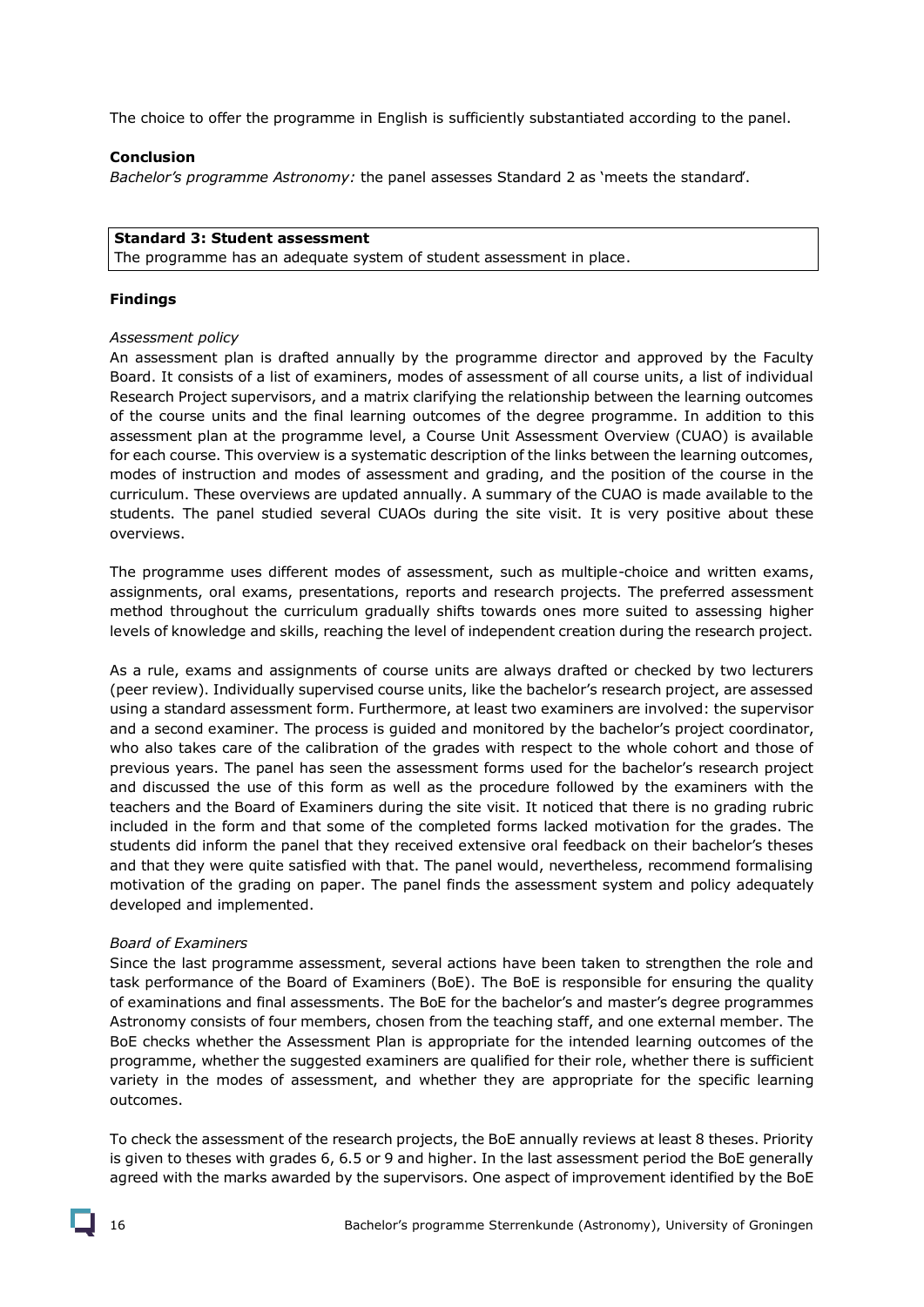The choice to offer the programme in English is sufficiently substantiated according to the panel.

**Conclusion**

*Bachelor's programme Astronomy:* the panel assesses Standard 2 as 'meets the standard'.

**Standard 3: Student assessment**
The programme has an adequate system of student assessment in place.

**Findings**

*Assessment policy*

An assessment plan is drafted annually by the programme director and approved by the Faculty Board. It consists of a list of examiners, modes of assessment of all course units, a list of individual Research Project supervisors, and a matrix clarifying the relationship between the learning outcomes of the course units and the final learning outcomes of the degree programme. In addition to this assessment plan at the programme level, a Course Unit Assessment Overview (CUAO) is available for each course. This overview is a systematic description of the links between the learning outcomes, modes of instruction and modes of assessment and grading, and the position of the course in the curriculum. These overviews are updated annually. A summary of the CUAO is made available to the students. The panel studied several CUAOs during the site visit. It is very positive about these overviews.

The programme uses different modes of assessment, such as multiple-choice and written exams, assignments, oral exams, presentations, reports and research projects. The preferred assessment method throughout the curriculum gradually shifts towards ones more suited to assessing higher levels of knowledge and skills, reaching the level of independent creation during the research project.

As a rule, exams and assignments of course units are always drafted or checked by two lecturers (peer review). Individually supervised course units, like the bachelor's research project, are assessed using a standard assessment form. Furthermore, at least two examiners are involved: the supervisor and a second examiner. The process is guided and monitored by the bachelor's project coordinator, who also takes care of the calibration of the grades with respect to the whole cohort and those of previous years. The panel has seen the assessment forms used for the bachelor's research project and discussed the use of this form as well as the procedure followed by the examiners with the teachers and the Board of Examiners during the site visit. It noticed that there is no grading rubric included in the form and that some of the completed forms lacked motivation for the grades. The students did inform the panel that they received extensive oral feedback on their bachelor's theses and that they were quite satisfied with that. The panel would, nevertheless, recommend formalising motivation of the grading on paper. The panel finds the assessment system and policy adequately developed and implemented.

*Board of Examiners*

Since the last programme assessment, several actions have been taken to strengthen the role and task performance of the Board of Examiners (BoE). The BoE is responsible for ensuring the quality of examinations and final assessments. The BoE for the bachelor's and master's degree programmes Astronomy consists of four members, chosen from the teaching staff, and one external member. The BoE checks whether the Assessment Plan is appropriate for the intended learning outcomes of the programme, whether the suggested examiners are qualified for their role, whether there is sufficient variety in the modes of assessment, and whether they are appropriate for the specific learning outcomes.

To check the assessment of the research projects, the BoE annually reviews at least 8 theses. Priority is given to theses with grades 6, 6.5 or 9 and higher. In the last assessment period the BoE generally agreed with the marks awarded by the supervisors. One aspect of improvement identified by the BoE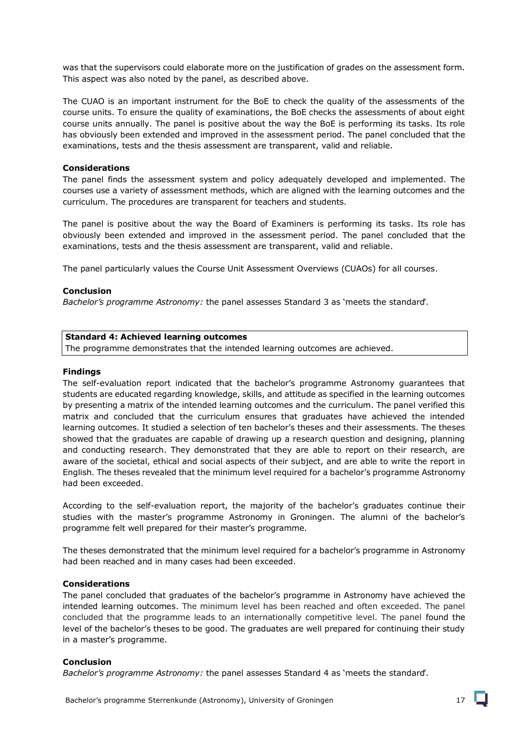was that the supervisors could elaborate more on the justification of grades on the assessment form. This aspect was also noted by the panel, as described above.

The CUAO is an important instrument for the BoE to check the quality of the assessments of the course units. To ensure the quality of examinations, the BoE checks the assessments of about eight course units annually. The panel is positive about the way the BoE is performing its tasks. Its role has obviously been extended and improved in the assessment period. The panel concluded that the examinations, tests and the thesis assessment are transparent, valid and reliable.

**Considerations**

The panel finds the assessment system and policy adequately developed and implemented. The courses use a variety of assessment methods, which are aligned with the learning outcomes and the curriculum. The procedures are transparent for teachers and students.

The panel is positive about the way the Board of Examiners is performing its tasks. Its role has obviously been extended and improved in the assessment period. The panel concluded that the examinations, tests and the thesis assessment are transparent, valid and reliable.

The panel particularly values the Course Unit Assessment Overviews (CUAOs) for all courses.

**Conclusion**

*Bachelor's programme Astronomy:* the panel assesses Standard 3 as 'meets the standard'.

| **Standard 4: Achieved learning outcomes** |
|---|
| The programme demonstrates that the intended learning outcomes are achieved. |

**Findings**

The self-evaluation report indicated that the bachelor's programme Astronomy guarantees that students are educated regarding knowledge, skills, and attitude as specified in the learning outcomes by presenting a matrix of the intended learning outcomes and the curriculum. The panel verified this matrix and concluded that the curriculum ensures that graduates have achieved the intended learning outcomes. It studied a selection of ten bachelor's theses and their assessments. The theses showed that the graduates are capable of drawing up a research question and designing, planning and conducting research. They demonstrated that they are able to report on their research, are aware of the societal, ethical and social aspects of their subject, and are able to write the report in English. The theses revealed that the minimum level required for a bachelor's programme Astronomy had been exceeded.

According to the self-evaluation report, the majority of the bachelor's graduates continue their studies with the master's programme Astronomy in Groningen. The alumni of the bachelor's programme felt well prepared for their master's programme.

The theses demonstrated that the minimum level required for a bachelor's programme in Astronomy had been reached and in many cases had been exceeded.

**Considerations**

The panel concluded that graduates of the bachelor's programme in Astronomy have achieved the intended learning outcomes. The minimum level has been reached and often exceeded. The panel concluded that the programme leads to an internationally competitive level. The panel found the level of the bachelor's theses to be good. The graduates are well prepared for continuing their study in a master's programme.

**Conclusion**

*Bachelor's programme Astronomy:* the panel assesses Standard 4 as 'meets the standard'.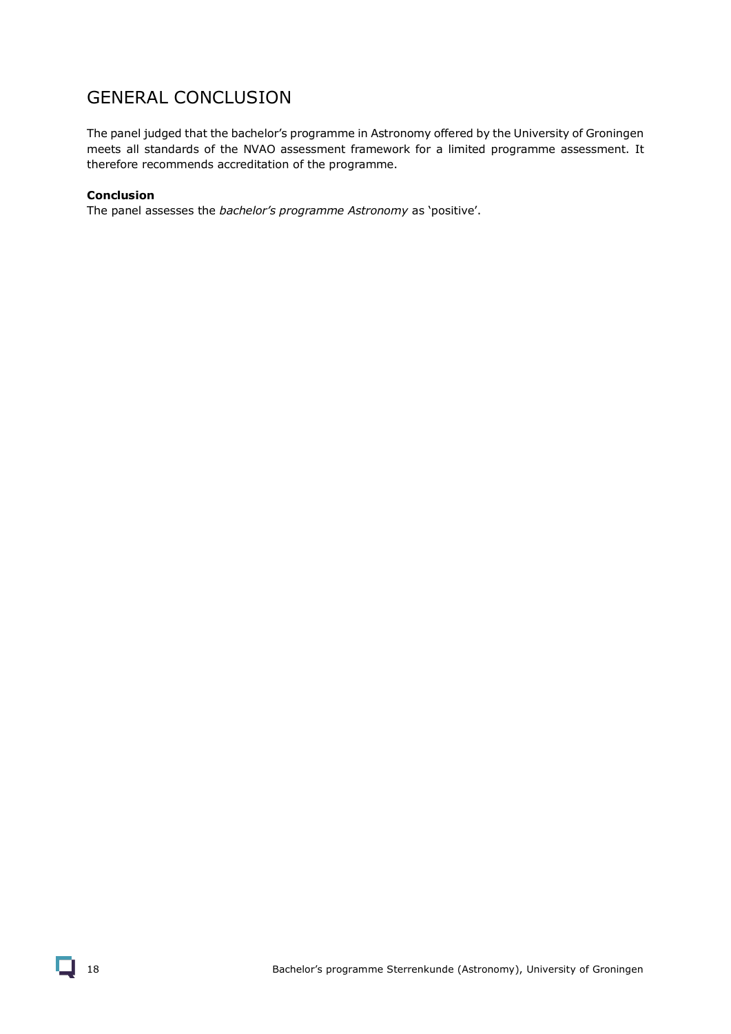# GENERAL CONCLUSION

The panel judged that the bachelor's programme in Astronomy offered by the University of Groningen meets all standards of the NVAO assessment framework for a limited programme assessment. It therefore recommends accreditation of the programme.

**Conclusion**

The panel assesses the *bachelor's programme Astronomy* as 'positive'.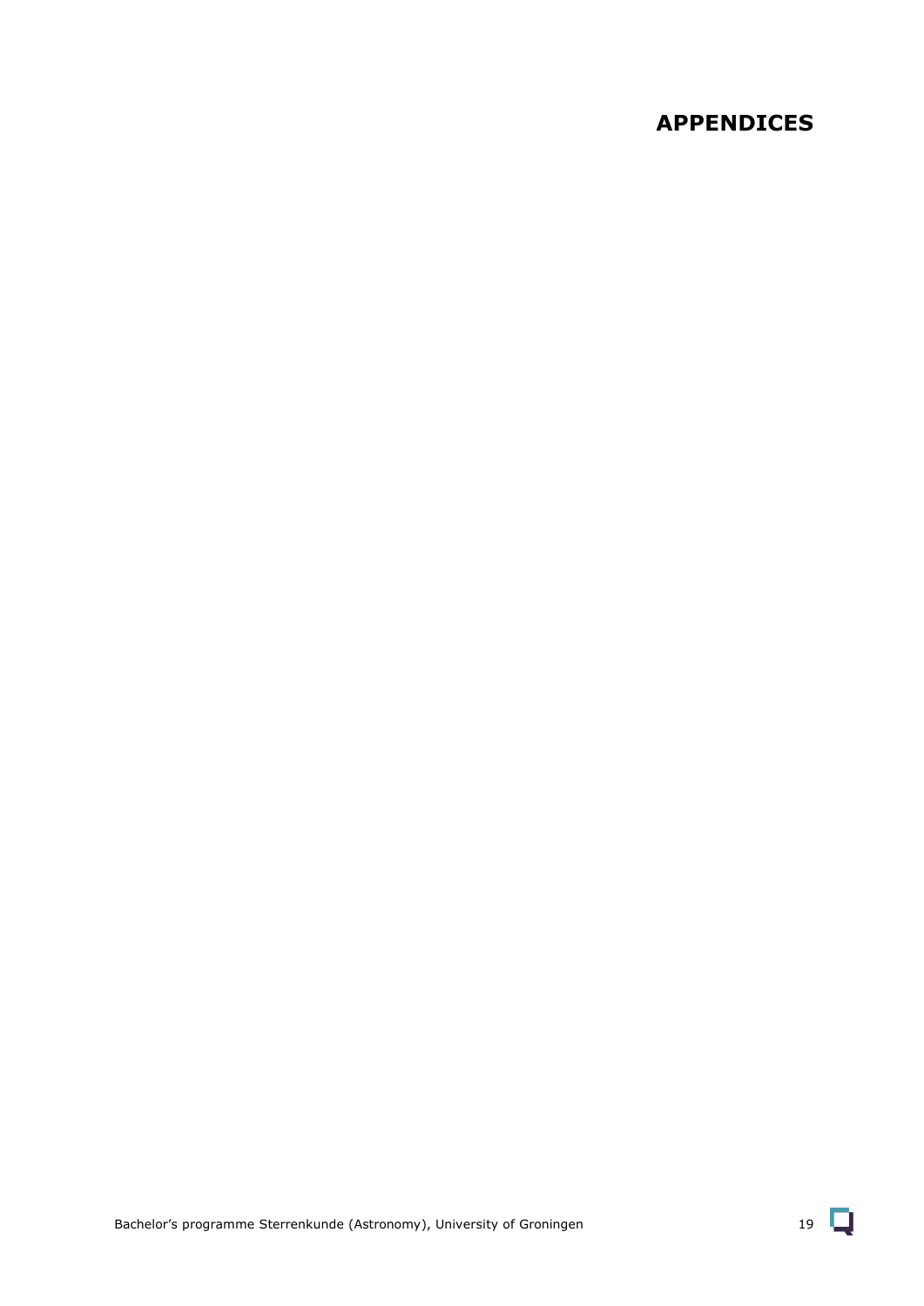# APPENDICES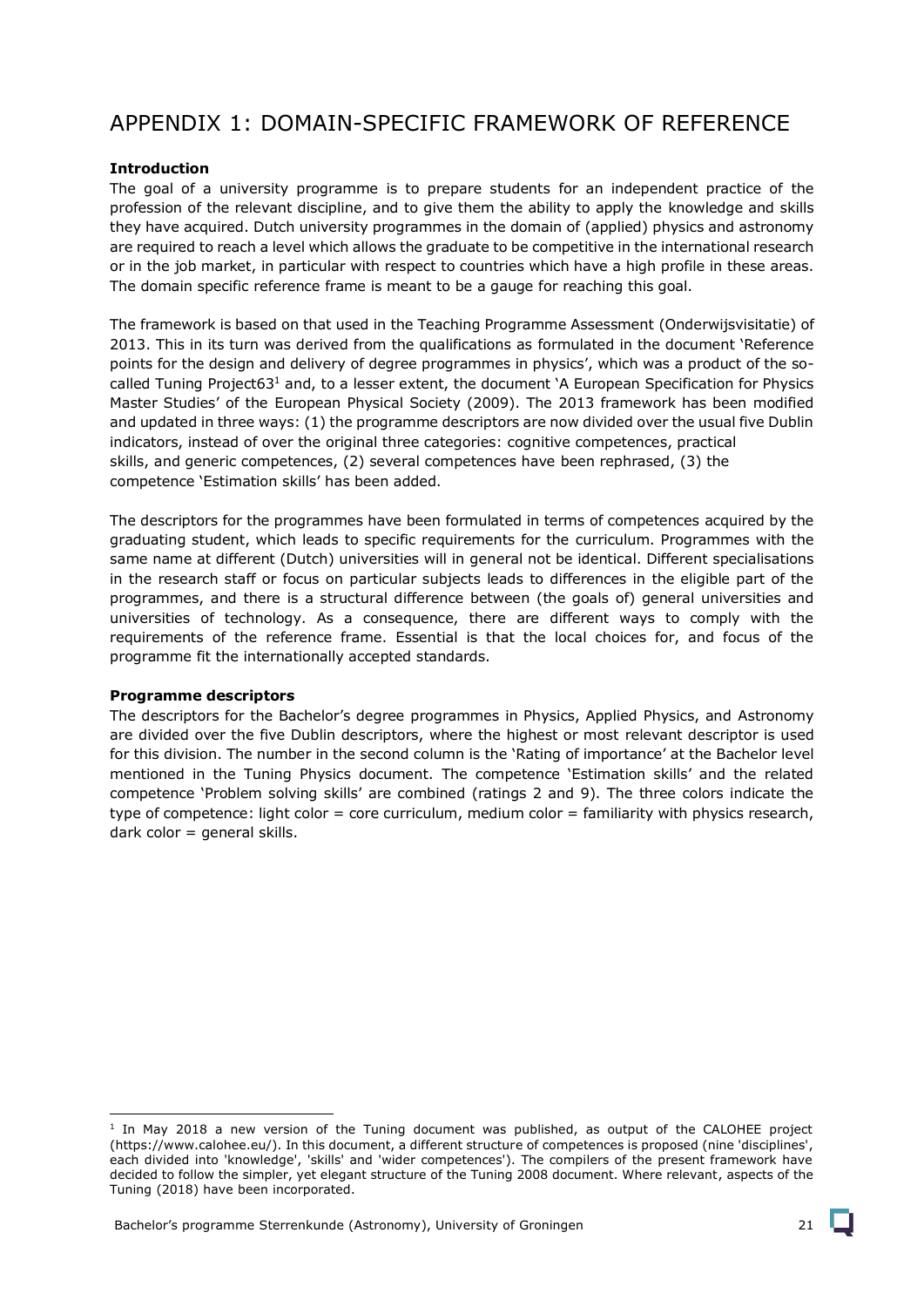# APPENDIX 1: DOMAIN-SPECIFIC FRAMEWORK OF REFERENCE

**Introduction**

The goal of a university programme is to prepare students for an independent practice of the profession of the relevant discipline, and to give them the ability to apply the knowledge and skills they have acquired. Dutch university programmes in the domain of (applied) physics and astronomy are required to reach a level which allows the graduate to be competitive in the international research or in the job market, in particular with respect to countries which have a high profile in these areas. The domain specific reference frame is meant to be a gauge for reaching this goal.

The framework is based on that used in the Teaching Programme Assessment (Onderwijsvisitatie) of 2013. This in its turn was derived from the qualifications as formulated in the document 'Reference points for the design and delivery of degree programmes in physics', which was a product of the so-called Tuning Project63[1] and, to a lesser extent, the document 'A European Specification for Physics Master Studies' of the European Physical Society (2009). The 2013 framework has been modified and updated in three ways: (1) the programme descriptors are now divided over the usual five Dublin indicators, instead of over the original three categories: cognitive competences, practical skills, and generic competences, (2) several competences have been rephrased, (3) the competence 'Estimation skills' has been added.

The descriptors for the programmes have been formulated in terms of competences acquired by the graduating student, which leads to specific requirements for the curriculum. Programmes with the same name at different (Dutch) universities will in general not be identical. Different specialisations in the research staff or focus on particular subjects leads to differences in the eligible part of the programmes, and there is a structural difference between (the goals of) general universities and universities of technology. As a consequence, there are different ways to comply with the requirements of the reference frame. Essential is that the local choices for, and focus of the programme fit the internationally accepted standards.

**Programme descriptors**

The descriptors for the Bachelor's degree programmes in Physics, Applied Physics, and Astronomy are divided over the five Dublin descriptors, where the highest or most relevant descriptor is used for this division. The number in the second column is the 'Rating of importance' at the Bachelor level mentioned in the Tuning Physics document. The competence 'Estimation skills' and the related competence 'Problem solving skills' are combined (ratings 2 and 9). The three colors indicate the type of competence: light color = core curriculum, medium color = familiarity with physics research, dark color = general skills.

[1] In May 2018 a new version of the Tuning document was published, as output of the CALOHEE project (https://www.calohee.eu/). In this document, a different structure of competences is proposed (nine 'disciplines', each divided into 'knowledge', 'skills' and 'wider competences'). The compilers of the present framework have decided to follow the simpler, yet elegant structure of the Tuning 2008 document. Where relevant, aspects of the Tuning (2018) have been incorporated.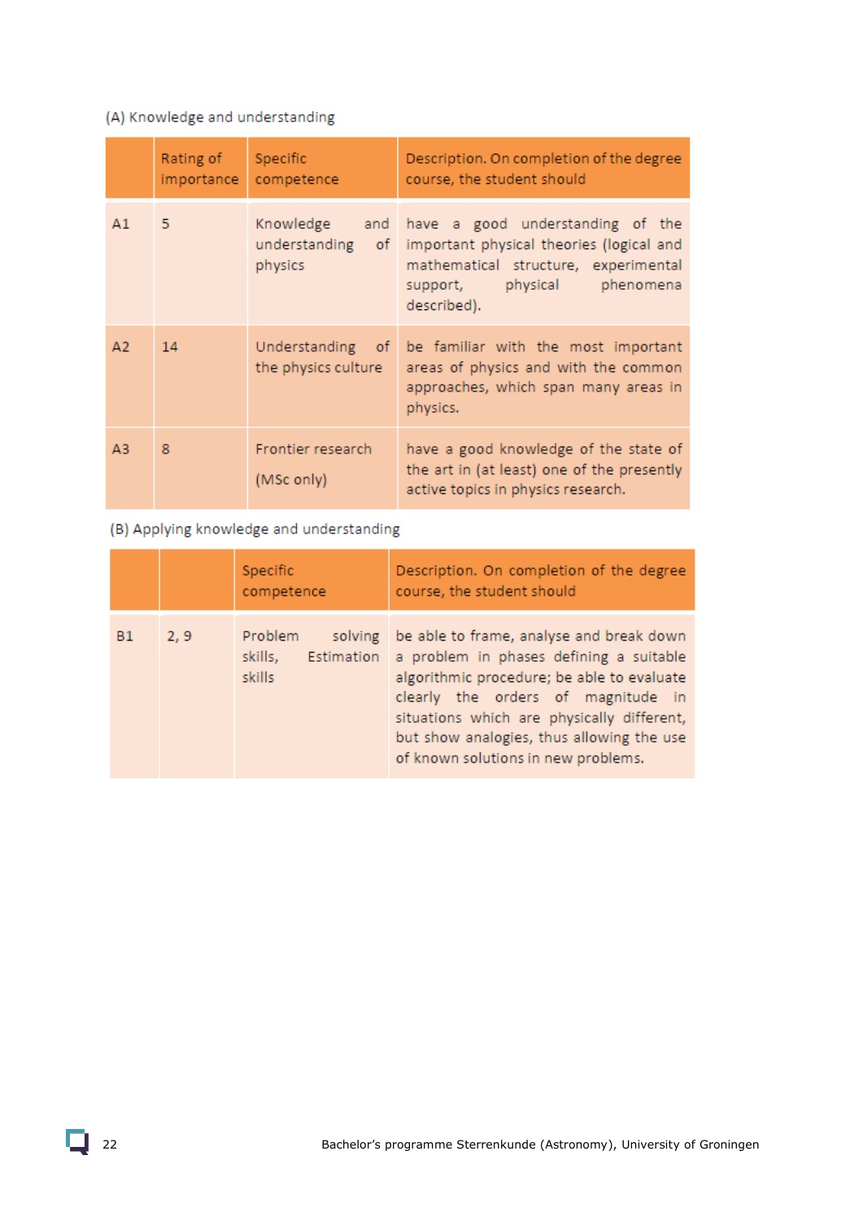(A) Knowledge and understanding

| | Rating of importance | Specific competence | Description. On completion of the degree course, the student should |
|---|---|---|---|
| A1 | 5 | Knowledge and understanding of physics | have a good understanding of the important physical theories (logical and mathematical structure, experimental support, physical phenomena described). |
| A2 | 14 | Understanding of the physics culture | be familiar with the most important areas of physics and with the common approaches, which span many areas in physics. |
| A3 | 8 | Frontier research (MSc only) | have a good knowledge of the state of the art in (at least) one of the presently active topics in physics research. |

(B) Applying knowledge and understanding

| | | Specific competence | Description. On completion of the degree course, the student should |
|---|---|---|---|
| B1 | 2, 9 | Problem solving skills, Estimation skills | be able to frame, analyse and break down a problem in phases defining a suitable algorithmic procedure; be able to evaluate clearly the orders of magnitude in situations which are physically different, but show analogies, thus allowing the use of known solutions in new problems. |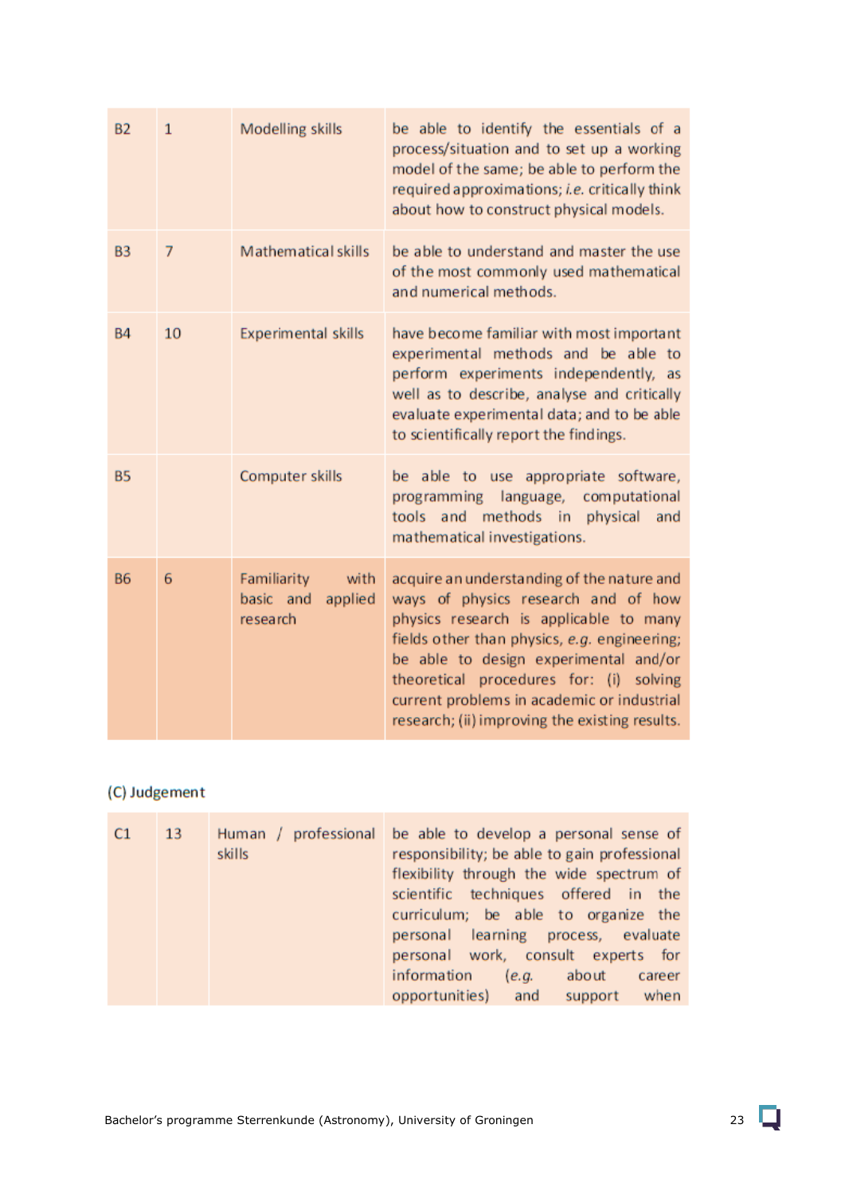| | | | |
|---|---|---|---|
| B2 | 1 | Modelling skills | be able to identify the essentials of a process/situation and to set up a working model of the same; be able to perform the required approximations; *i.e.* critically think about how to construct physical models. |
| B3 | 7 | Mathematical skills | be able to understand and master the use of the most commonly used mathematical and numerical methods. |
| B4 | 10 | Experimental skills | have become familiar with most important experimental methods and be able to perform experiments independently, as well as to describe, analyse and critically evaluate experimental data; and to be able to scientifically report the findings. |
| B5 | | Computer skills | be able to use appropriate software, programming language, computational tools and methods in physical and mathematical investigations. |
| B6 | 6 | Familiarity with basic and applied research | acquire an understanding of the nature and ways of physics research and of how physics research is applicable to many fields other than physics, *e.g.* engineering; be able to design experimental and/or theoretical procedures for: (i) solving current problems in academic or industrial research; (ii) improving the existing results. |

(C) Judgement

| | | | |
|---|---|---|---|
| C1 | 13 | Human / professional skills | be able to develop a personal sense of responsibility; be able to gain professional flexibility through the wide spectrum of scientific techniques offered in the curriculum; be able to organize the personal learning process, evaluate personal work, consult experts for information (*e.g.* about career opportunities) and support when |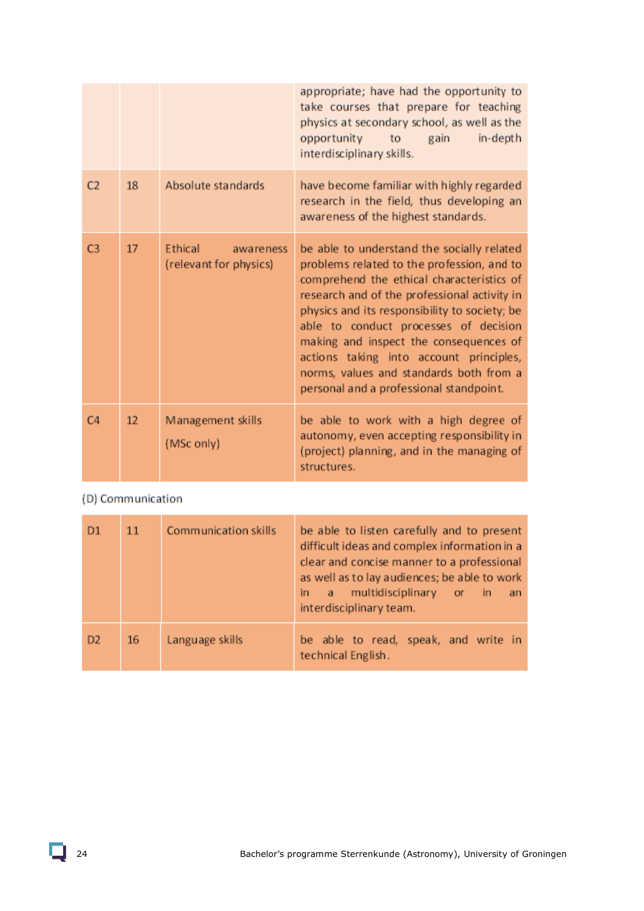| | | | |
|---|---|---|---|
| | | | appropriate; have had the opportunity to take courses that prepare for teaching physics at secondary school, as well as the opportunity to gain in-depth interdisciplinary skills. |
| C2 | 18 | Absolute standards | have become familiar with highly regarded research in the field, thus developing an awareness of the highest standards. |
| C3 | 17 | Ethical awareness (relevant for physics) | be able to understand the socially related problems related to the profession, and to comprehend the ethical characteristics of research and of the professional activity in physics and its responsibility to society; be able to conduct processes of decision making and inspect the consequences of actions taking into account principles, norms, values and standards both from a personal and a professional standpoint. |
| C4 | 12 | Management skills (MSc only) | be able to work with a high degree of autonomy, even accepting responsibility in (project) planning, and in the managing of structures. |

(D) Communication

| | | | |
|---|---|---|---|
| D1 | 11 | Communication skills | be able to listen carefully and to present difficult ideas and complex information in a clear and concise manner to a professional as well as to lay audiences; be able to work in a multidisciplinary or in an interdisciplinary team. |
| D2 | 16 | Language skills | be able to read, speak, and write in technical English. |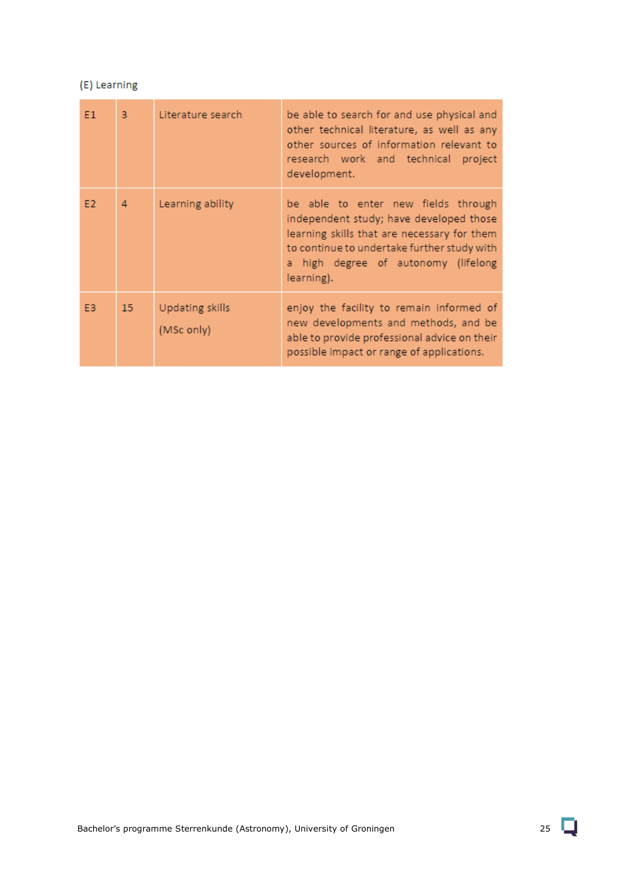(E) Learning

| | | | |
|---|---|---|---|
| E1 | 3 | Literature search | be able to search for and use physical and other technical literature, as well as any other sources of information relevant to research work and technical project development. |
| E2 | 4 | Learning ability | be able to enter new fields through independent study; have developed those learning skills that are necessary for them to continue to undertake further study with a high degree of autonomy (lifelong learning). |
| E3 | 15 | Updating skills<br>(MSc only) | enjoy the facility to remain informed of new developments and methods, and be able to provide professional advice on their possible impact or range of applications. |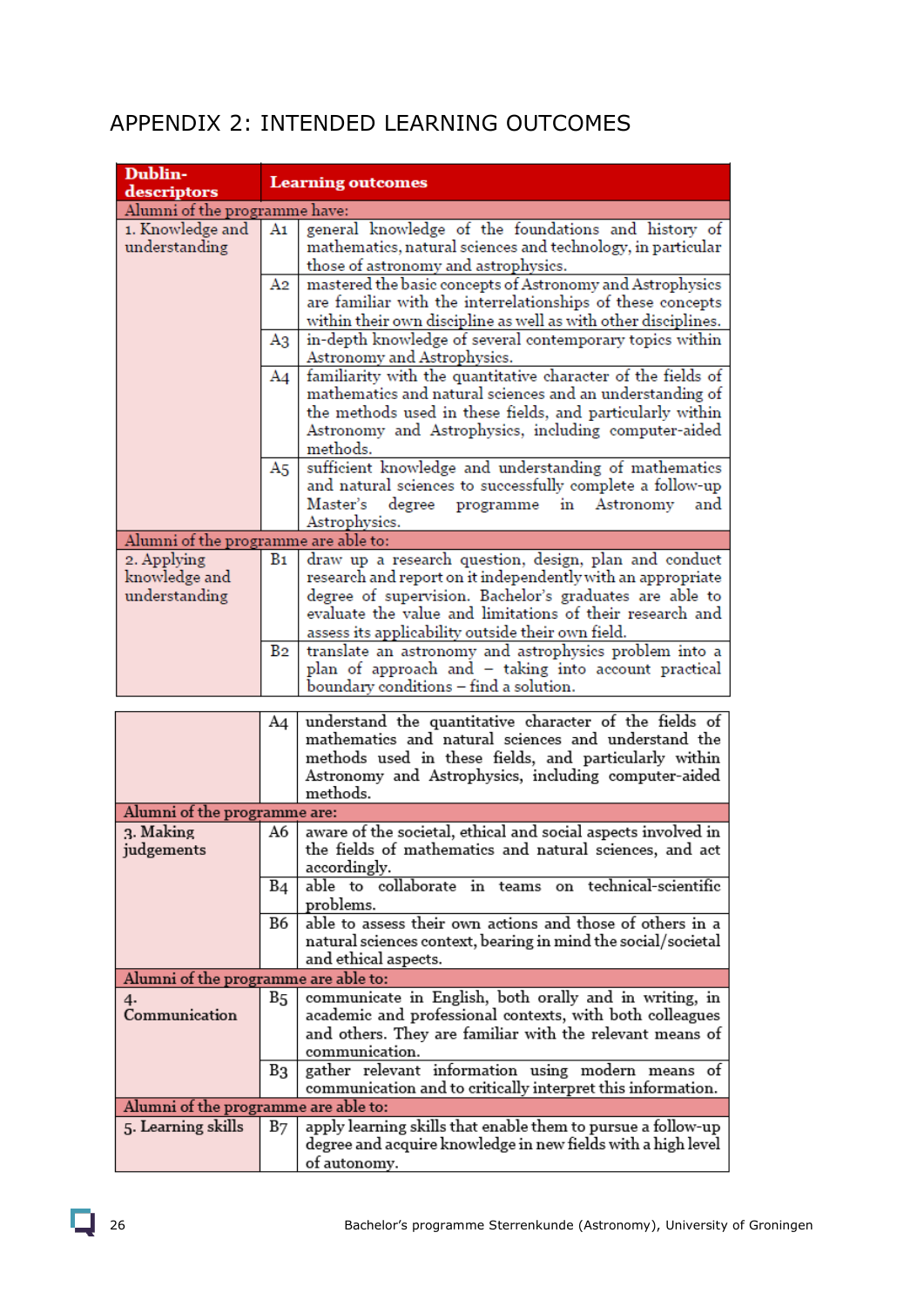# APPENDIX 2: INTENDED LEARNING OUTCOMES

| Dublin-descriptors | | Learning outcomes |
|---|---|---|
| **Alumni of the programme have:** | | |
| 1. Knowledge and understanding | A1 | general knowledge of the foundations and history of mathematics, natural sciences and technology, in particular those of astronomy and astrophysics. |
| | A2 | mastered the basic concepts of Astronomy and Astrophysics are familiar with the interrelationships of these concepts within their own discipline as well as with other disciplines. |
| | A3 | in-depth knowledge of several contemporary topics within Astronomy and Astrophysics. |
| | A4 | familiarity with the quantitative character of the fields of mathematics and natural sciences and an understanding of the methods used in these fields, and particularly within Astronomy and Astrophysics, including computer-aided methods. |
| | A5 | sufficient knowledge and understanding of mathematics and natural sciences to successfully complete a follow-up Master's degree programme in Astronomy and Astrophysics. |
| **Alumni of the programme are able to:** | | |
| 2. Applying knowledge and understanding | B1 | draw up a research question, design, plan and conduct research and report on it independently with an appropriate degree of supervision. Bachelor's graduates are able to evaluate the value and limitations of their research and assess its applicability outside their own field. |
| | B2 | translate an astronomy and astrophysics problem into a plan of approach and – taking into account practical boundary conditions – find a solution. |
| | A4 | understand the quantitative character of the fields of mathematics and natural sciences and understand the methods used in these fields, and particularly within Astronomy and Astrophysics, including computer-aided methods. |
| **Alumni of the programme are:** | | |
| 3. Making judgements | A6 | aware of the societal, ethical and social aspects involved in the fields of mathematics and natural sciences, and act accordingly. |
| | B4 | able to collaborate in teams on technical-scientific problems. |
| | B6 | able to assess their own actions and those of others in a natural sciences context, bearing in mind the social/societal and ethical aspects. |
| **Alumni of the programme are able to:** | | |
| 4. Communication | B5 | communicate in English, both orally and in writing, in academic and professional contexts, with both colleagues and others. They are familiar with the relevant means of communication. |
| | B3 | gather relevant information using modern means of communication and to critically interpret this information. |
| **Alumni of the programme are able to:** | | |
| 5. Learning skills | B7 | apply learning skills that enable them to pursue a follow-up degree and acquire knowledge in new fields with a high level of autonomy. |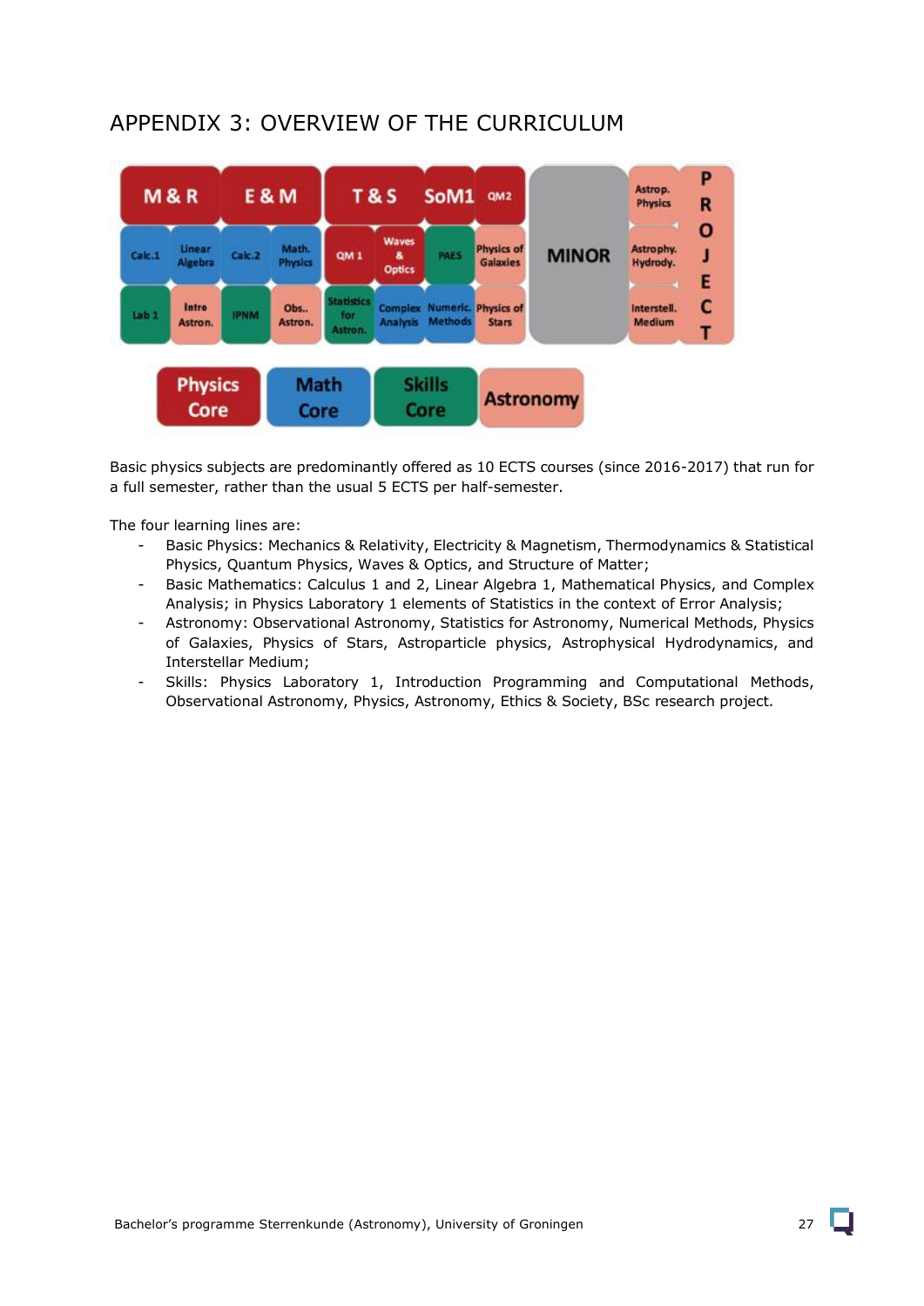# APPENDIX 3: OVERVIEW OF THE CURRICULUM

| M & R | | E & M | | T & S | | SoM1 | QM2 | MINOR | Astrop. Physics | PROJECT |
|---|---|---|---|---|---|---|---|---|---|---|
| Calc.1 | Linear Algebra | Calc.2 | Math. Physics | QM 1 | Waves & Optics | PAES | Physics of Galaxies | | Astrophy. Hydrody. | |
| Lab 1 | Intro Astron. | IPNM | Obs.. Astron. | Statistics for Astron. | Complex Analysis | Numeric. Methods | Physics of Stars | | Interstell. Medium | |

Physics Core | Math Core | Skills Core | Astronomy

Basic physics subjects are predominantly offered as 10 ECTS courses (since 2016-2017) that run for a full semester, rather than the usual 5 ECTS per half-semester.

The four learning lines are:

- Basic Physics: Mechanics & Relativity, Electricity & Magnetism, Thermodynamics & Statistical Physics, Quantum Physics, Waves & Optics, and Structure of Matter;
- Basic Mathematics: Calculus 1 and 2, Linear Algebra 1, Mathematical Physics, and Complex Analysis; in Physics Laboratory 1 elements of Statistics in the context of Error Analysis;
- Astronomy: Observational Astronomy, Statistics for Astronomy, Numerical Methods, Physics of Galaxies, Physics of Stars, Astroparticle physics, Astrophysical Hydrodynamics, and Interstellar Medium;
- Skills: Physics Laboratory 1, Introduction Programming and Computational Methods, Observational Astronomy, Physics, Astronomy, Ethics & Society, BSc research project.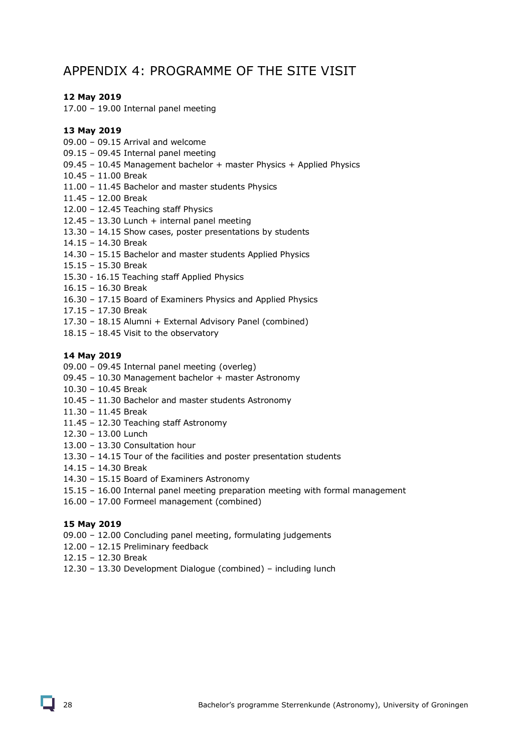# APPENDIX 4: PROGRAMME OF THE SITE VISIT

**12 May 2019**

17.00 – 19.00 Internal panel meeting

**13 May 2019**

09.00 – 09.15 Arrival and welcome
09.15 – 09.45 Internal panel meeting
09.45 – 10.45 Management bachelor + master Physics + Applied Physics
10.45 – 11.00 Break
11.00 – 11.45 Bachelor and master students Physics
11.45 – 12.00 Break
12.00 – 12.45 Teaching staff Physics
12.45 – 13.30 Lunch + internal panel meeting
13.30 – 14.15 Show cases, poster presentations by students
14.15 – 14.30 Break
14.30 – 15.15 Bachelor and master students Applied Physics
15.15 – 15.30 Break
15.30 - 16.15 Teaching staff Applied Physics
16.15 – 16.30 Break
16.30 – 17.15 Board of Examiners Physics and Applied Physics
17.15 – 17.30 Break
17.30 – 18.15 Alumni + External Advisory Panel (combined)
18.15 – 18.45 Visit to the observatory

**14 May 2019**

09.00 – 09.45 Internal panel meeting (overleg)
09.45 – 10.30 Management bachelor + master Astronomy
10.30 – 10.45 Break
10.45 – 11.30 Bachelor and master students Astronomy
11.30 – 11.45 Break
11.45 – 12.30 Teaching staff Astronomy
12.30 – 13.00 Lunch
13.00 – 13.30 Consultation hour
13.30 – 14.15 Tour of the facilities and poster presentation students
14.15 – 14.30 Break
14.30 – 15.15 Board of Examiners Astronomy
15.15 – 16.00 Internal panel meeting preparation meeting with formal management
16.00 – 17.00 Formeel management (combined)

**15 May 2019**

09.00 – 12.00 Concluding panel meeting, formulating judgements
12.00 – 12.15 Preliminary feedback
12.15 – 12.30 Break
12.30 – 13.30 Development Dialogue (combined) – including lunch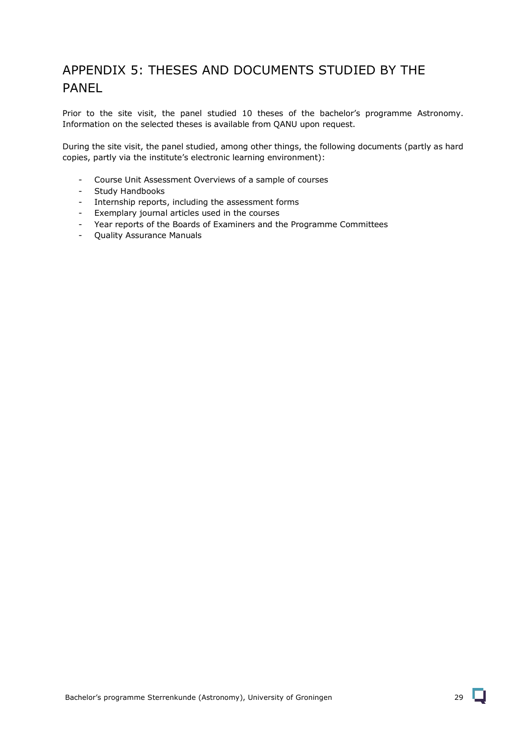# APPENDIX 5: THESES AND DOCUMENTS STUDIED BY THE PANEL

Prior to the site visit, the panel studied 10 theses of the bachelor's programme Astronomy. Information on the selected theses is available from QANU upon request.

During the site visit, the panel studied, among other things, the following documents (partly as hard copies, partly via the institute's electronic learning environment):

- Course Unit Assessment Overviews of a sample of courses
- Study Handbooks
- Internship reports, including the assessment forms
- Exemplary journal articles used in the courses
- Year reports of the Boards of Examiners and the Programme Committees
- Quality Assurance Manuals